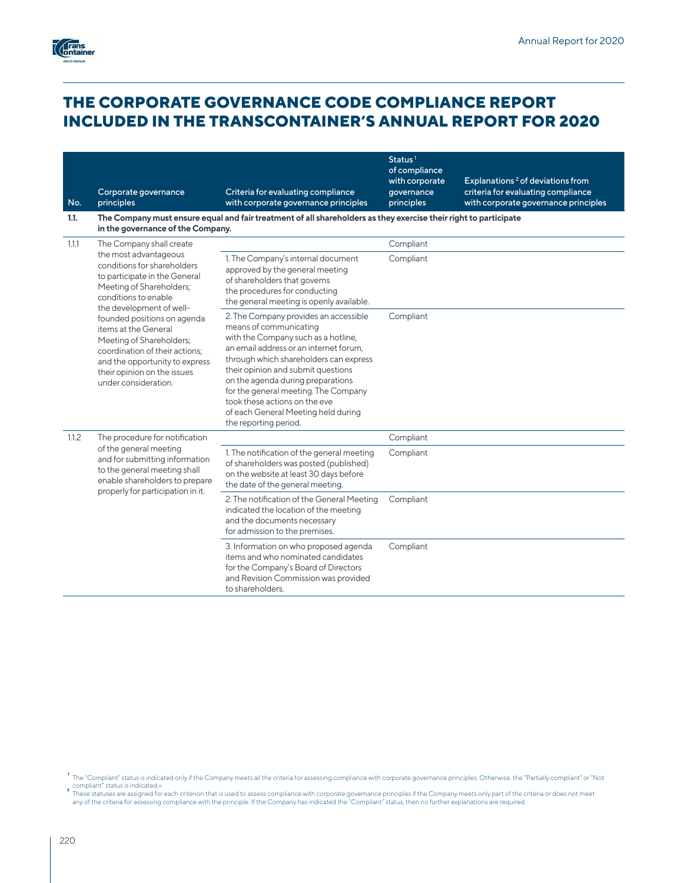# THE CORPORATE GOVERNANCE CODE COMPLIANCE REPORT INCLUDED IN THE TRANSCONTAINER'S ANNUAL REPORT FOR 2020

| No. | Corporate governance principles | Criteria for evaluating compliance with corporate governance principles | Status[1] of compliance with corporate governance principles | Explanations[2] of deviations from criteria for evaluating compliance with corporate governance principles |
|---|---|---|---|---|
| **1.1.** | **The Company must ensure equal and fair treatment of all shareholders as they exercise their right to participate in the governance of the Company.** | | | |
| 1.1.1 | The Company shall create the most advantageous conditions for shareholders to participate in the General Meeting of Shareholders; conditions to enable the development of well-founded positions on agenda items at the General Meeting of Shareholders; coordination of their actions; and the opportunity to express their opinion on the issues under consideration. | | Compliant | |
| | | 1. The Company's internal document approved by the general meeting of shareholders that governs the procedures for conducting the general meeting is openly available. | Compliant | |
| | | 2. The Company provides an accessible means of communicating with the Company such as a hotline, an email address or an internet forum, through which shareholders can express their opinion and submit questions on the agenda during preparations for the general meeting. The Company took these actions on the eve of each General Meeting held during the reporting period. | Compliant | |
| 1.1.2 | The procedure for notification of the general meeting and for submitting information to the general meeting shall enable shareholders to prepare properly for participation in it. | | Compliant | |
| | | 1. The notification of the general meeting of shareholders was posted (published) on the website at least 30 days before the date of the general meeting. | Compliant | |
| | | 2. The notification of the General Meeting indicated the location of the meeting and the documents necessary for admission to the premises. | Compliant | |
| | | 3. Information on who proposed agenda items and who nominated candidates for the Company's Board of Directors and Revision Commission was provided to shareholders. | Compliant | |

[1] The "Compliant" status is indicated only if the Company meets all the criteria for assessing compliance with corporate governance principles. Otherwise, the "Partially compliant" or "Not compliant" status is indicated.».

[2] These statuses are assigned for each criterion that is used to assess compliance with corporate governance principles if the Company meets only part of the criteria or does not meet any of the criteria for assessing compliance with the principle. If the Company has indicated the "Compliant" status, then no further explanations are required.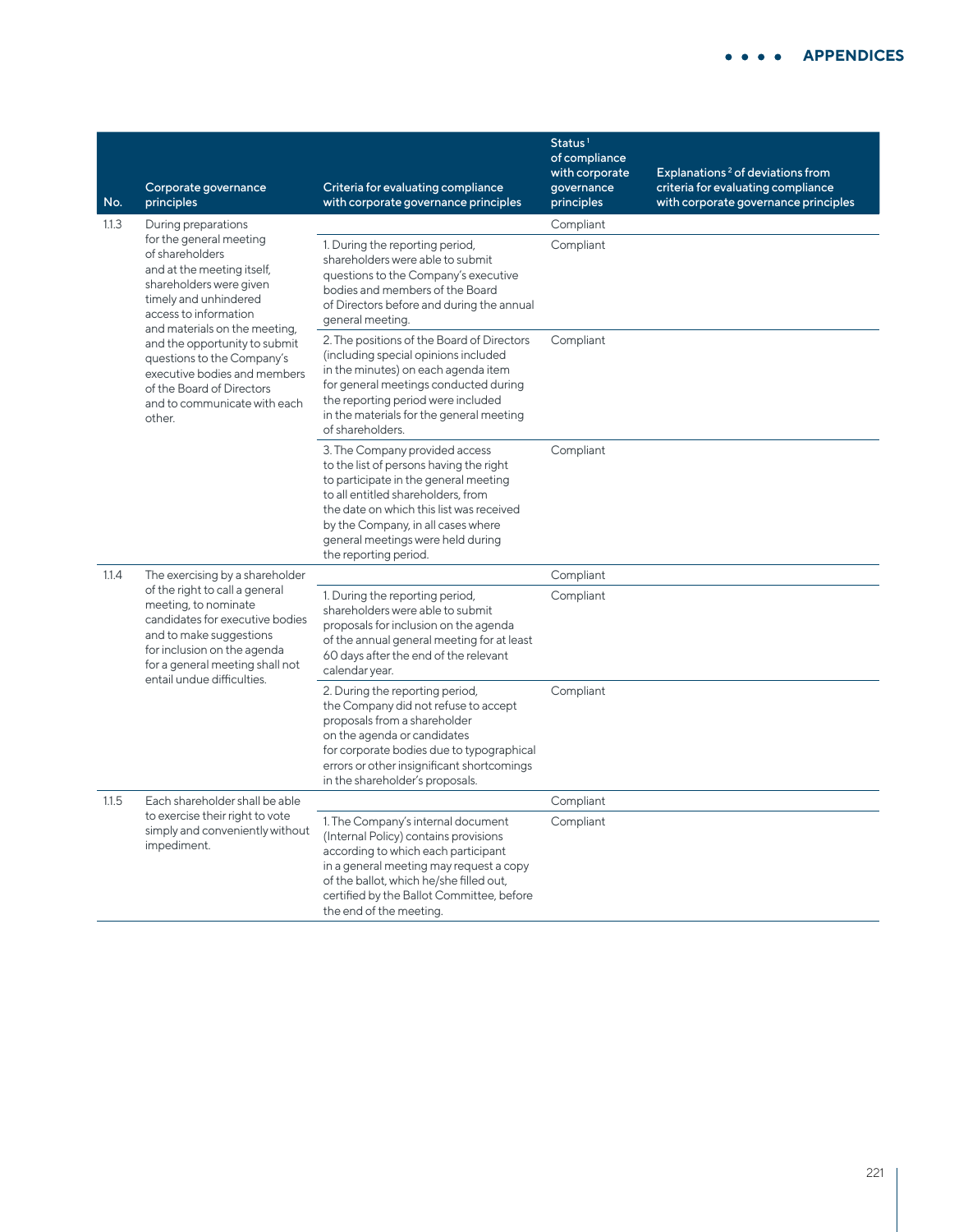| No. | Corporate governance principles | Criteria for evaluating compliance with corporate governance principles | Status[1] of compliance with corporate governance principles | Explanations[2] of deviations from criteria for evaluating compliance with corporate governance principles |
|---|---|---|---|---|
| 1.1.3 | During preparations for the general meeting of shareholders and at the meeting itself, shareholders were given timely and unhindered access to information and materials on the meeting, and the opportunity to submit questions to the Company's executive bodies and members of the Board of Directors and to communicate with each other. | | Compliant | |
| | | 1. During the reporting period, shareholders were able to submit questions to the Company's executive bodies and members of the Board of Directors before and during the annual general meeting. | Compliant | |
| | | 2. The positions of the Board of Directors (including special opinions included in the minutes) on each agenda item for general meetings conducted during the reporting period were included in the materials for the general meeting of shareholders. | Compliant | |
| | | 3. The Company provided access to the list of persons having the right to participate in the general meeting to all entitled shareholders, from the date on which this list was received by the Company, in all cases where general meetings were held during the reporting period. | Compliant | |
| 1.1.4 | The exercising by a shareholder of the right to call a general meeting, to nominate candidates for executive bodies and to make suggestions for inclusion on the agenda for a general meeting shall not entail undue difficulties. | | Compliant | |
| | | 1. During the reporting period, shareholders were able to submit proposals for inclusion on the agenda of the annual general meeting for at least 60 days after the end of the relevant calendar year. | Compliant | |
| | | 2. During the reporting period, the Company did not refuse to accept proposals from a shareholder on the agenda or candidates for corporate bodies due to typographical errors or other insignificant shortcomings in the shareholder's proposals. | Compliant | |
| 1.1.5 | Each shareholder shall be able to exercise their right to vote simply and conveniently without impediment. | | Compliant | |
| | | 1. The Company's internal document (Internal Policy) contains provisions according to which each participant in a general meeting may request a copy of the ballot, which he/she filled out, certified by the Ballot Committee, before the end of the meeting. | Compliant | |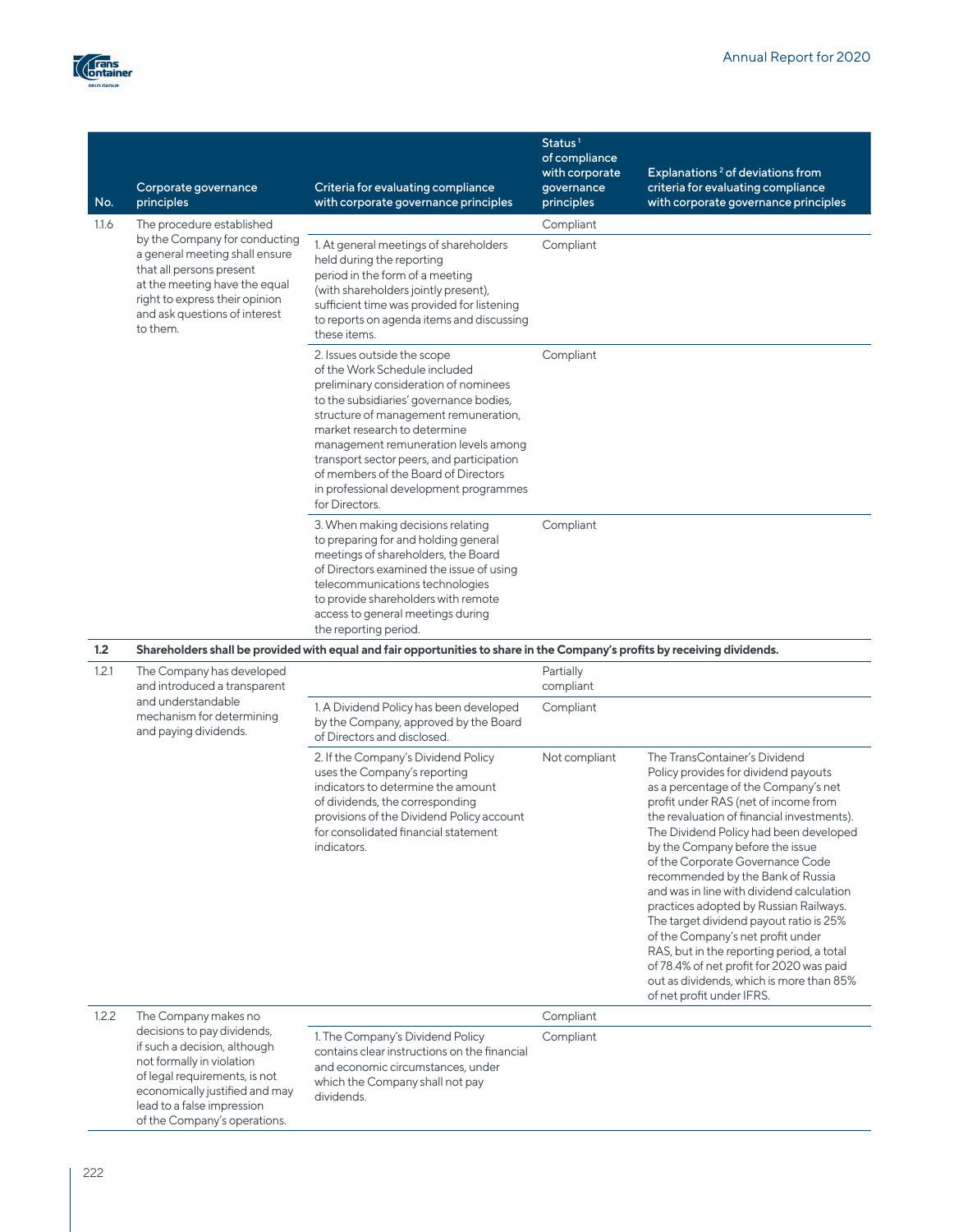| No. | Corporate governance principles | Criteria for evaluating compliance with corporate governance principles | Status[1] of compliance with corporate governance principles | Explanations[2] of deviations from criteria for evaluating compliance with corporate governance principles |
|---|---|---|---|---|
| 1.1.6 | The procedure established by the Company for conducting a general meeting shall ensure that all persons present at the meeting have the equal right to express their opinion and ask questions of interest to them. | | Compliant | |
| | | 1. At general meetings of shareholders held during the reporting period in the form of a meeting (with shareholders jointly present), sufficient time was provided for listening to reports on agenda items and discussing these items. | Compliant | |
| | | 2. Issues outside the scope of the Work Schedule included preliminary consideration of nominees to the subsidiaries' governance bodies, structure of management remuneration, market research to determine management remuneration levels among transport sector peers, and participation of members of the Board of Directors in professional development programmes for Directors. | Compliant | |
| | | 3. When making decisions relating to preparing for and holding general meetings of shareholders, the Board of Directors examined the issue of using telecommunications technologies to provide shareholders with remote access to general meetings during the reporting period. | Compliant | |
| **1.2** | **Shareholders shall be provided with equal and fair opportunities to share in the Company's profits by receiving dividends.** | | | |
| 1.2.1 | The Company has developed and introduced a transparent and understandable mechanism for determining and paying dividends. | | Partially compliant | |
| | | 1. A Dividend Policy has been developed by the Company, approved by the Board of Directors and disclosed. | Compliant | |
| | | 2. If the Company's Dividend Policy uses the Company's reporting indicators to determine the amount of dividends, the corresponding provisions of the Dividend Policy account for consolidated financial statement indicators. | Not compliant | The TransContainer's Dividend Policy provides for dividend payouts as a percentage of the Company's net profit under RAS (net of income from the revaluation of financial investments). The Dividend Policy had been developed by the Company before the issue of the Corporate Governance Code recommended by the Bank of Russia and was in line with dividend calculation practices adopted by Russian Railways. The target dividend payout ratio is 25% of the Company's net profit under RAS, but in the reporting period, a total of 78.4% of net profit for 2020 was paid out as dividends, which is more than 85% of net profit under IFRS. |
| 1.2.2 | The Company makes no decisions to pay dividends, if such a decision, although not formally in violation of legal requirements, is not economically justified and may lead to a false impression of the Company's operations. | | Compliant | |
| | | 1. The Company's Dividend Policy contains clear instructions on the financial and economic circumstances, under which the Company shall not pay dividends. | Compliant | |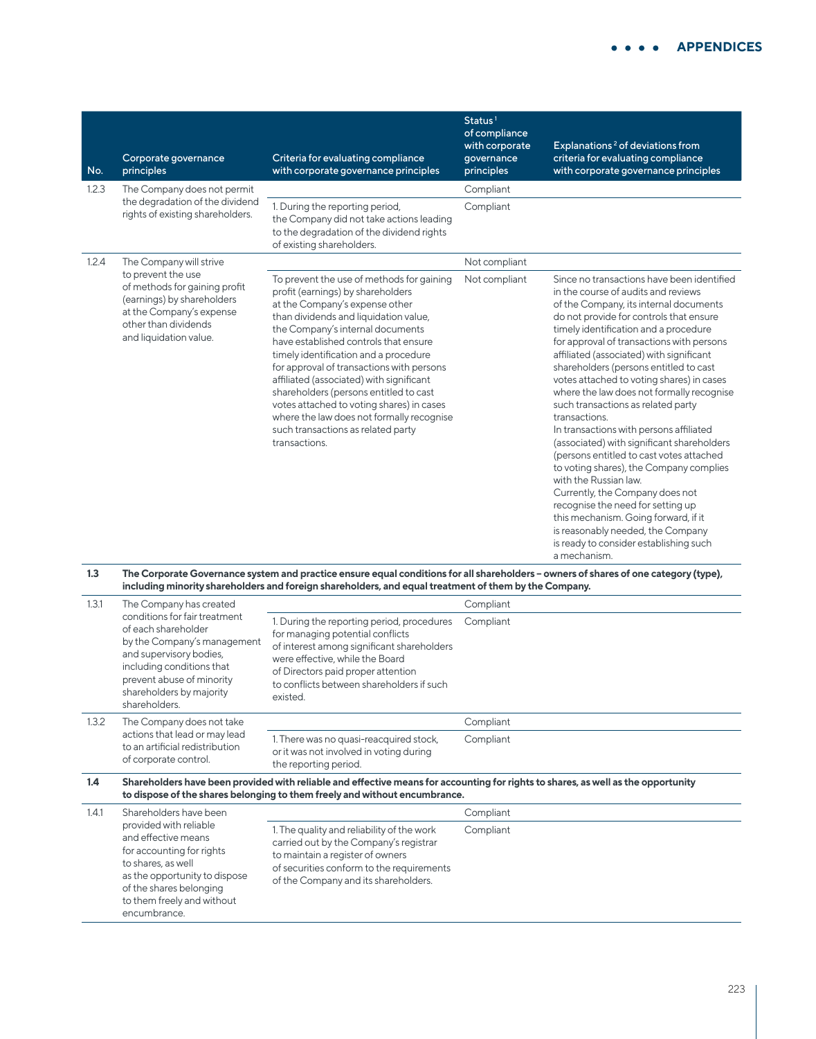| No. | Corporate governance principles | Criteria for evaluating compliance with corporate governance principles | Status[1] of compliance with corporate governance principles | Explanations[2] of deviations from criteria for evaluating compliance with corporate governance principles |
|---|---|---|---|---|
| 1.2.3 | The Company does not permit the degradation of the dividend rights of existing shareholders. | | Compliant | |
| | | 1. During the reporting period, the Company did not take actions leading to the degradation of the dividend rights of existing shareholders. | Compliant | |
| 1.2.4 | The Company will strive to prevent the use of methods for gaining profit (earnings) by shareholders at the Company's expense other than dividends and liquidation value. | | Not compliant | |
| | | To prevent the use of methods for gaining profit (earnings) by shareholders at the Company's expense other than dividends and liquidation value, the Company's internal documents have established controls that ensure timely identification and a procedure for approval of transactions with persons affiliated (associated) with significant shareholders (persons entitled to cast votes attached to voting shares) in cases where the law does not formally recognise such transactions as related party transactions. | Not compliant | Since no transactions have been identified in the course of audits and reviews of the Company, its internal documents do not provide for controls that ensure timely identification and a procedure for approval of transactions with persons affiliated (associated) with significant shareholders (persons entitled to cast votes attached to voting shares) in cases where the law does not formally recognise such transactions as related party transactions.<br>In transactions with persons affiliated (associated) with significant shareholders (persons entitled to cast votes attached to voting shares), the Company complies with the Russian law.<br>Currently, the Company does not recognise the need for setting up this mechanism. Going forward, if it is reasonably needed, the Company is ready to consider establishing such a mechanism. |
| **1.3** | **The Corporate Governance system and practice ensure equal conditions for all shareholders – owners of shares of one category (type), including minority shareholders and foreign shareholders, and equal treatment of them by the Company.** | | | |
| 1.3.1 | The Company has created conditions for fair treatment of each shareholder by the Company's management and supervisory bodies, including conditions that prevent abuse of minority shareholders by majority shareholders. | | Compliant | |
| | | 1. During the reporting period, procedures for managing potential conflicts of interest among significant shareholders were effective, while the Board of Directors paid proper attention to conflicts between shareholders if such existed. | Compliant | |
| 1.3.2 | The Company does not take actions that lead or may lead to an artificial redistribution of corporate control. | | Compliant | |
| | | 1. There was no quasi-reacquired stock, or it was not involved in voting during the reporting period. | Compliant | |
| **1.4** | **Shareholders have been provided with reliable and effective means for accounting for rights to shares, as well as the opportunity to dispose of the shares belonging to them freely and without encumbrance.** | | | |
| 1.4.1 | Shareholders have been provided with reliable and effective means for accounting for rights to shares, as well as the opportunity to dispose of the shares belonging to them freely and without encumbrance. | | Compliant | |
| | | 1. The quality and reliability of the work carried out by the Company's registrar to maintain a register of owners of securities conform to the requirements of the Company and its shareholders. | Compliant | |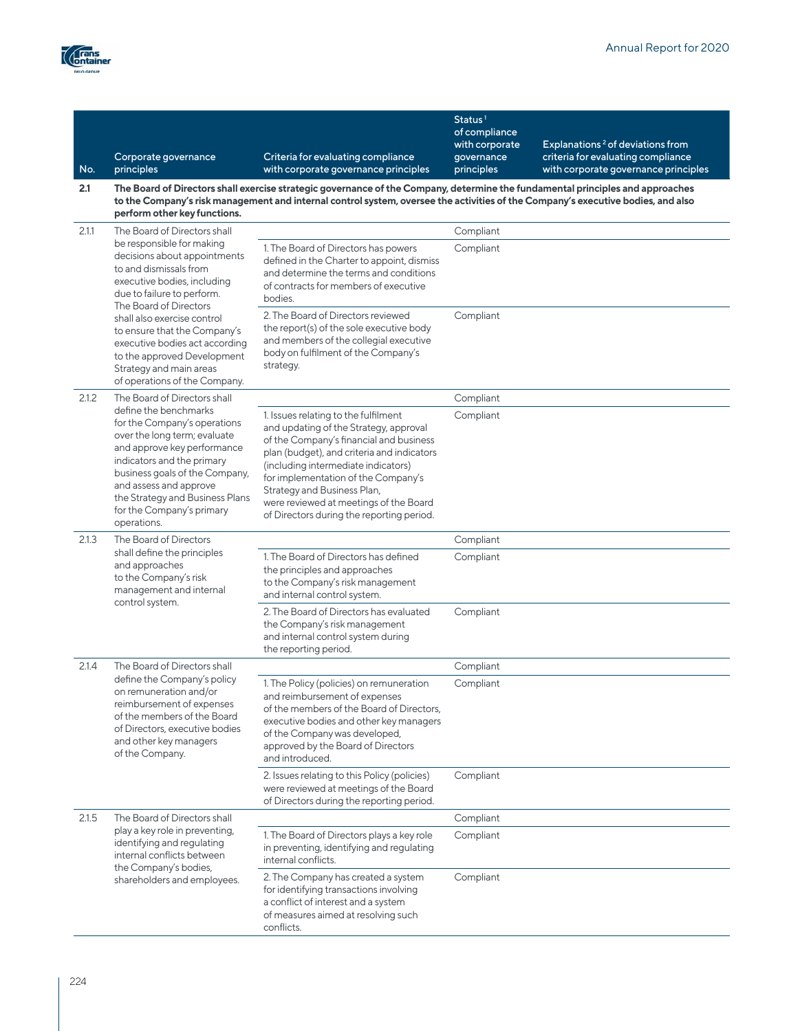| No. | Corporate governance principles | Criteria for evaluating compliance with corporate governance principles | Status[1] of compliance with corporate governance principles | Explanations[2] of deviations from criteria for evaluating compliance with corporate governance principles |
|---|---|---|---|---|
| **2.1** | **The Board of Directors shall exercise strategic governance of the Company, determine the fundamental principles and approaches to the Company's risk management and internal control system, oversee the activities of the Company's executive bodies, and also perform other key functions.** | | | |
| 2.1.1 | The Board of Directors shall be responsible for making decisions about appointments to and dismissals from executive bodies, including due to failure to perform. The Board of Directors shall also exercise control to ensure that the Company's executive bodies act according to the approved Development Strategy and main areas of operations of the Company. | | Compliant | |
| | | 1. The Board of Directors has powers defined in the Charter to appoint, dismiss and determine the terms and conditions of contracts for members of executive bodies. | Compliant | |
| | | 2. The Board of Directors reviewed the report(s) of the sole executive body and members of the collegial executive body on fulfilment of the Company's strategy. | Compliant | |
| 2.1.2 | The Board of Directors shall define the benchmarks for the Company's operations over the long term; evaluate and approve key performance indicators and the primary business goals of the Company, and assess and approve the Strategy and Business Plans for the Company's primary operations. | | Compliant | |
| | | 1. Issues relating to the fulfilment and updating of the Strategy, approval of the Company's financial and business plan (budget), and criteria and indicators (including intermediate indicators) for implementation of the Company's Strategy and Business Plan, were reviewed at meetings of the Board of Directors during the reporting period. | Compliant | |
| 2.1.3 | The Board of Directors shall define the principles and approaches to the Company's risk management and internal control system. | | Compliant | |
| | | 1. The Board of Directors has defined the principles and approaches to the Company's risk management and internal control system. | Compliant | |
| | | 2. The Board of Directors has evaluated the Company's risk management and internal control system during the reporting period. | Compliant | |
| 2.1.4 | The Board of Directors shall define the Company's policy on remuneration and/or reimbursement of expenses of the members of the Board of Directors, executive bodies and other key managers of the Company. | | Compliant | |
| | | 1. The Policy (policies) on remuneration and reimbursement of expenses of the members of the Board of Directors, executive bodies and other key managers of the Company was developed, approved by the Board of Directors and introduced. | Compliant | |
| | | 2. Issues relating to this Policy (policies) were reviewed at meetings of the Board of Directors during the reporting period. | Compliant | |
| 2.1.5 | The Board of Directors shall play a key role in preventing, identifying and regulating internal conflicts between the Company's bodies, shareholders and employees. | | Compliant | |
| | | 1. The Board of Directors plays a key role in preventing, identifying and regulating internal conflicts. | Compliant | |
| | | 2. The Company has created a system for identifying transactions involving a conflict of interest and a system of measures aimed at resolving such conflicts. | Compliant | |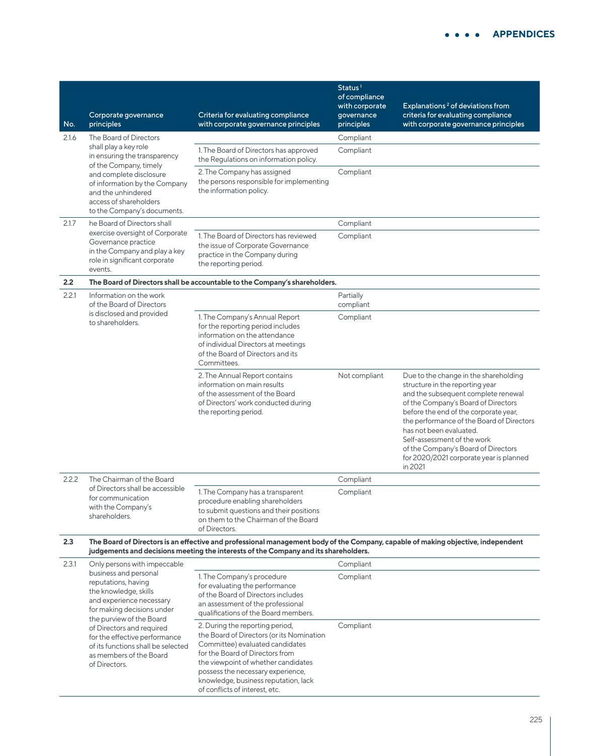| No. | Corporate governance principles | Criteria for evaluating compliance with corporate governance principles | Status[1] of compliance with corporate governance principles | Explanations[2] of deviations from criteria for evaluating compliance with corporate governance principles |
|---|---|---|---|---|
| 2.1.6 | The Board of Directors shall play a key role in ensuring the transparency of the Company, timely and complete disclosure of information by the Company and the unhindered access of shareholders to the Company's documents. | | Compliant | |
| | | 1. The Board of Directors has approved the Regulations on information policy. | Compliant | |
| | | 2. The Company has assigned the persons responsible for implementing the information policy. | Compliant | |
| 2.1.7 | he Board of Directors shall exercise oversight of Corporate Governance practice in the Company and play a key role in significant corporate events. | | Compliant | |
| | | 1. The Board of Directors has reviewed the issue of Corporate Governance practice in the Company during the reporting period. | Compliant | |
| **2.2** | **The Board of Directors shall be accountable to the Company's shareholders.** | | | |
| 2.2.1 | Information on the work of the Board of Directors is disclosed and provided to shareholders. | | Partially compliant | |
| | | 1. The Company's Annual Report for the reporting period includes information on the attendance of individual Directors at meetings of the Board of Directors and its Committees. | Compliant | |
| | | 2. The Annual Report contains information on main results of the assessment of the Board of Directors' work conducted during the reporting period. | Not compliant | Due to the change in the shareholding structure in the reporting year and the subsequent complete renewal of the Company's Board of Directors before the end of the corporate year, the performance of the Board of Directors has not been evaluated. Self-assessment of the work of the Company's Board of Directors for 2020/2021 corporate year is planned in 2021 |
| 2.2.2 | The Chairman of the Board of Directors shall be accessible for communication with the Company's shareholders. | | Compliant | |
| | | 1. The Company has a transparent procedure enabling shareholders to submit questions and their positions on them to the Chairman of the Board of Directors. | Compliant | |
| **2.3** | **The Board of Directors is an effective and professional management body of the Company, capable of making objective, independent judgements and decisions meeting the interests of the Company and its shareholders.** | | | |
| 2.3.1 | Only persons with impeccable business and personal reputations, having the knowledge, skills and experience necessary for making decisions under the purview of the Board of Directors and required for the effective performance of its functions shall be selected as members of the Board of Directors. | | Compliant | |
| | | 1. The Company's procedure for evaluating the performance of the Board of Directors includes an assessment of the professional qualifications of the Board members. | Compliant | |
| | | 2. During the reporting period, the Board of Directors (or its Nomination Committee) evaluated candidates for the Board of Directors from the viewpoint of whether candidates possess the necessary experience, knowledge, business reputation, lack of conflicts of interest, etc. | Compliant | |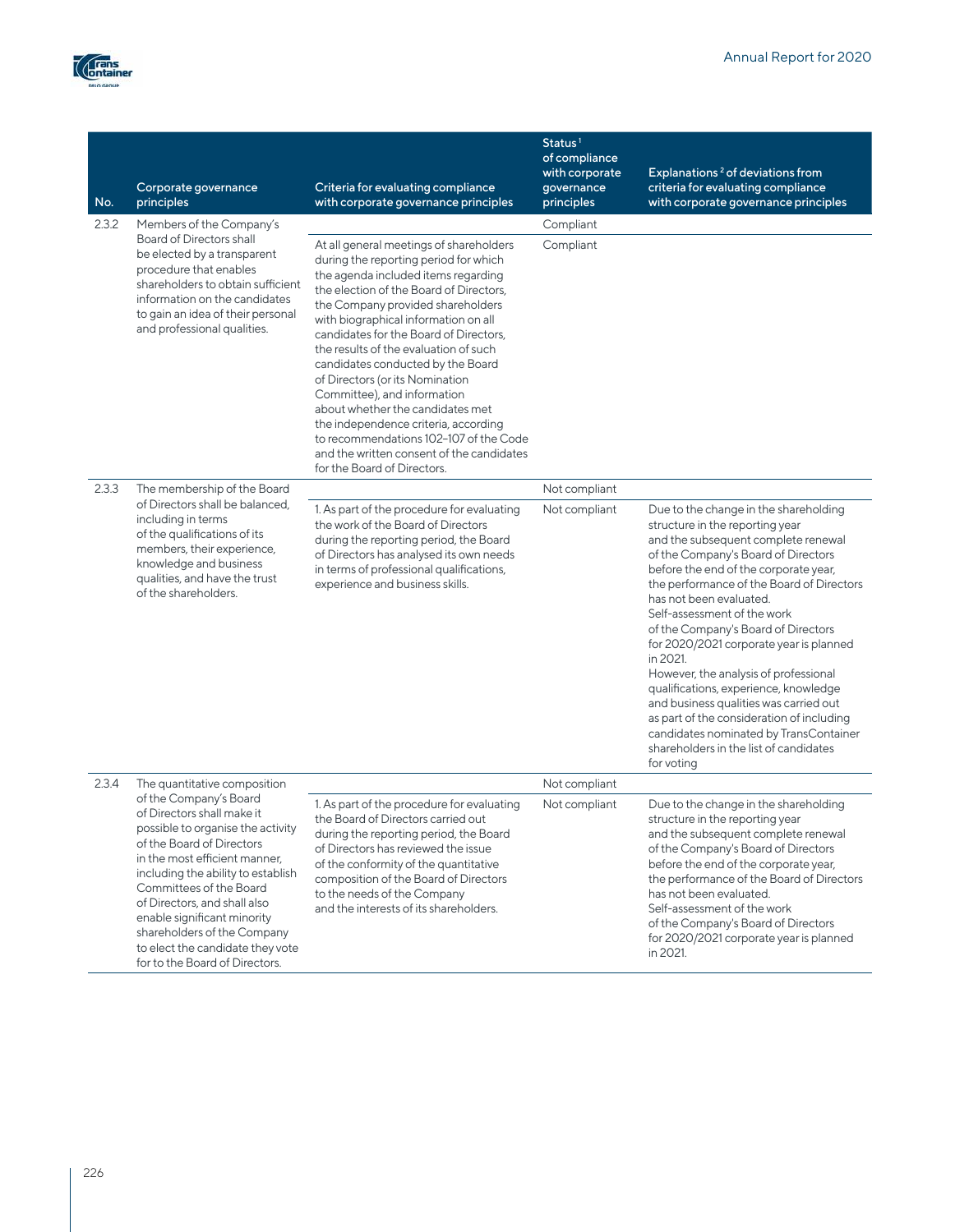| No. | Corporate governance principles | Criteria for evaluating compliance with corporate governance principles | Status[1] of compliance with corporate governance principles | Explanations[2] of deviations from criteria for evaluating compliance with corporate governance principles |
|---|---|---|---|---|
| 2.3.2 | Members of the Company's Board of Directors shall be elected by a transparent procedure that enables shareholders to obtain sufficient information on the candidates to gain an idea of their personal and professional qualities. | | Compliant | |
| | | At all general meetings of shareholders during the reporting period for which the agenda included items regarding the election of the Board of Directors, the Company provided shareholders with biographical information on all candidates for the Board of Directors, the results of the evaluation of such candidates conducted by the Board of Directors (or its Nomination Committee), and information about whether the candidates met the independence criteria, according to recommendations 102–107 of the Code and the written consent of the candidates for the Board of Directors. | Compliant | |
| 2.3.3 | The membership of the Board of Directors shall be balanced, including in terms of the qualifications of its members, their experience, knowledge and business qualities, and have the trust of the shareholders. | | Not compliant | |
| | | 1. As part of the procedure for evaluating the work of the Board of Directors during the reporting period, the Board of Directors has analysed its own needs in terms of professional qualifications, experience and business skills. | Not compliant | Due to the change in the shareholding structure in the reporting year and the subsequent complete renewal of the Company's Board of Directors before the end of the corporate year, the performance of the Board of Directors has not been evaluated. Self-assessment of the work of the Company's Board of Directors for 2020/2021 corporate year is planned in 2021. However, the analysis of professional qualifications, experience, knowledge and business qualities was carried out as part of the consideration of including candidates nominated by TransContainer shareholders in the list of candidates for voting |
| 2.3.4 | The quantitative composition of the Company's Board of Directors shall make it possible to organise the activity of the Board of Directors in the most efficient manner, including the ability to establish Committees of the Board of Directors, and shall also enable significant minority shareholders of the Company to elect the candidate they vote for to the Board of Directors. | | Not compliant | |
| | | 1. As part of the procedure for evaluating the Board of Directors carried out during the reporting period, the Board of Directors has reviewed the issue of the conformity of the quantitative composition of the Board of Directors to the needs of the Company and the interests of its shareholders. | Not compliant | Due to the change in the shareholding structure in the reporting year and the subsequent complete renewal of the Company's Board of Directors before the end of the corporate year, the performance of the Board of Directors has not been evaluated. Self-assessment of the work of the Company's Board of Directors for 2020/2021 corporate year is planned in 2021. |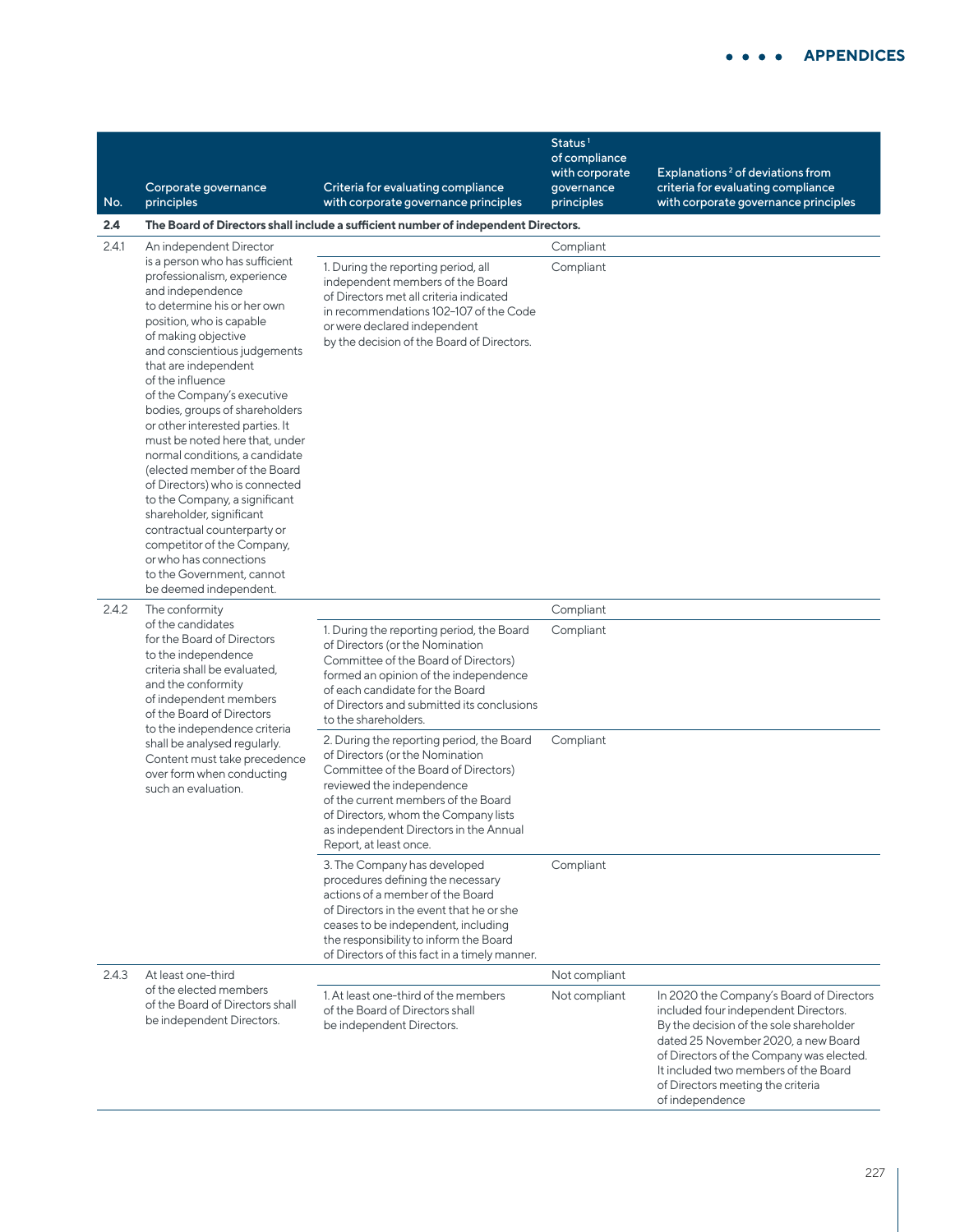| No. | Corporate governance principles | Criteria for evaluating compliance with corporate governance principles | Status[1] of compliance with corporate governance principles | Explanations[2] of deviations from criteria for evaluating compliance with corporate governance principles |
|---|---|---|---|---|
| **2.4** | **The Board of Directors shall include a sufficient number of independent Directors.** | | | |
| 2.4.1 | An independent Director is a person who has sufficient professionalism, experience and independence to determine his or her own position, who is capable of making objective and conscientious judgements that are independent of the influence of the Company's executive bodies, groups of shareholders or other interested parties. It must be noted here that, under normal conditions, a candidate (elected member of the Board of Directors) who is connected to the Company, a significant shareholder, significant contractual counterparty or competitor of the Company, or who has connections to the Government, cannot be deemed independent. | | Compliant | |
| | | 1. During the reporting period, all independent members of the Board of Directors met all criteria indicated in recommendations 102–107 of the Code or were declared independent by the decision of the Board of Directors. | Compliant | |
| 2.4.2 | The conformity of the candidates for the Board of Directors to the independence criteria shall be evaluated, and the conformity of independent members of the Board of Directors to the independence criteria shall be analysed regularly. Content must take precedence over form when conducting such an evaluation. | | Compliant | |
| | | 1. During the reporting period, the Board of Directors (or the Nomination Committee of the Board of Directors) formed an opinion of the independence of each candidate for the Board of Directors and submitted its conclusions to the shareholders. | Compliant | |
| | | 2. During the reporting period, the Board of Directors (or the Nomination Committee of the Board of Directors) reviewed the independence of the current members of the Board of Directors, whom the Company lists as independent Directors in the Annual Report, at least once. | Compliant | |
| | | 3. The Company has developed procedures defining the necessary actions of a member of the Board of Directors in the event that he or she ceases to be independent, including the responsibility to inform the Board of Directors of this fact in a timely manner. | Compliant | |
| 2.4.3 | At least one-third of the elected members of the Board of Directors shall be independent Directors. | | Not compliant | |
| | | 1. At least one-third of the members of the Board of Directors shall be independent Directors. | Not compliant | In 2020 the Company's Board of Directors included four independent Directors. By the decision of the sole shareholder dated 25 November 2020, a new Board of Directors of the Company was elected. It included two members of the Board of Directors meeting the criteria of independence |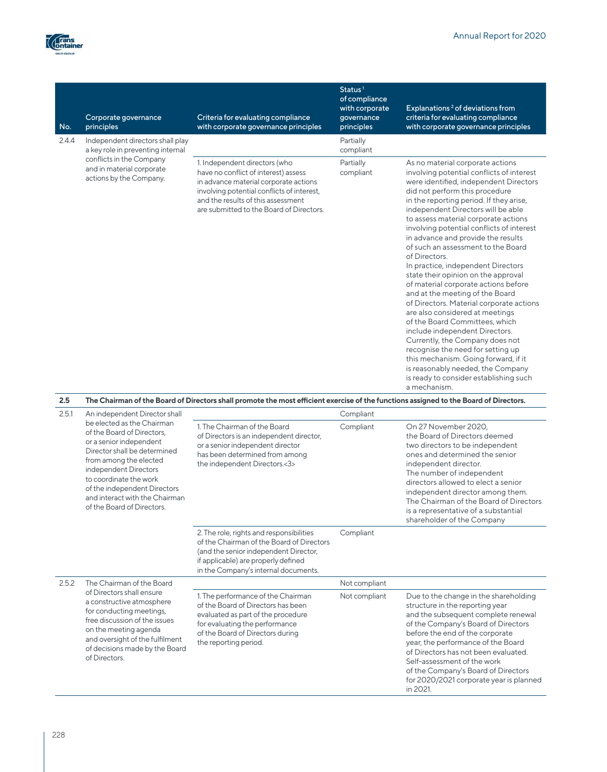| No. | Corporate governance principles | Criteria for evaluating compliance with corporate governance principles | Status[1] of compliance with corporate governance principles | Explanations[2] of deviations from criteria for evaluating compliance with corporate governance principles |
|---|---|---|---|---|
| 2.4.4 | Independent directors shall play a key role in preventing internal conflicts in the Company and in material corporate actions by the Company. | | Partially compliant | |
| | | 1. Independent directors (who have no conflict of interest) assess in advance material corporate actions involving potential conflicts of interest, and the results of this assessment are submitted to the Board of Directors. | Partially compliant | As no material corporate actions involving potential conflicts of interest were identified, independent Directors did not perform this procedure in the reporting period. If they arise, independent Directors will be able to assess material corporate actions involving potential conflicts of interest in advance and provide the results of such an assessment to the Board of Directors. In practice, independent Directors state their opinion on the approval of material corporate actions before and at the meeting of the Board of Directors. Material corporate actions are also considered at meetings of the Board Committees, which include independent Directors. Currently, the Company does not recognise the need for setting up this mechanism. Going forward, if it is reasonably needed, the Company is ready to consider establishing such a mechanism. |
| **2.5** | **The Chairman of the Board of Directors shall promote the most efficient exercise of the functions assigned to the Board of Directors.** | | | |
| 2.5.1 | An independent Director shall be elected as the Chairman of the Board of Directors, or a senior independent Director shall be determined from among the elected independent Directors to coordinate the work of the independent Directors and interact with the Chairman of the Board of Directors. | | Compliant | |
| | | 1. The Chairman of the Board of Directors is an independent director, or a senior independent director has been determined from among the independent Directors.<3> | Compliant | On 27 November 2020, the Board of Directors deemed two directors to be independent ones and determined the senior independent director. The number of independent directors allowed to elect a senior independent director among them. The Chairman of the Board of Directors is a representative of a substantial shareholder of the Company |
| | | 2. The role, rights and responsibilities of the Chairman of the Board of Directors (and the senior independent Director, if applicable) are properly defined in the Company's internal documents. | Compliant | |
| 2.5.2 | The Chairman of the Board of Directors shall ensure a constructive atmosphere for conducting meetings, free discussion of the issues on the meeting agenda and oversight of the fulfilment of decisions made by the Board of Directors. | | Not compliant | |
| | | 1. The performance of the Chairman of the Board of Directors has been evaluated as part of the procedure for evaluating the performance of the Board of Directors during the reporting period. | Not compliant | Due to the change in the shareholding structure in the reporting year and the subsequent complete renewal of the Company's Board of Directors before the end of the corporate year, the performance of the Board of Directors has not been evaluated. Self-assessment of the work of the Company's Board of Directors for 2020/2021 corporate year is planned in 2021. |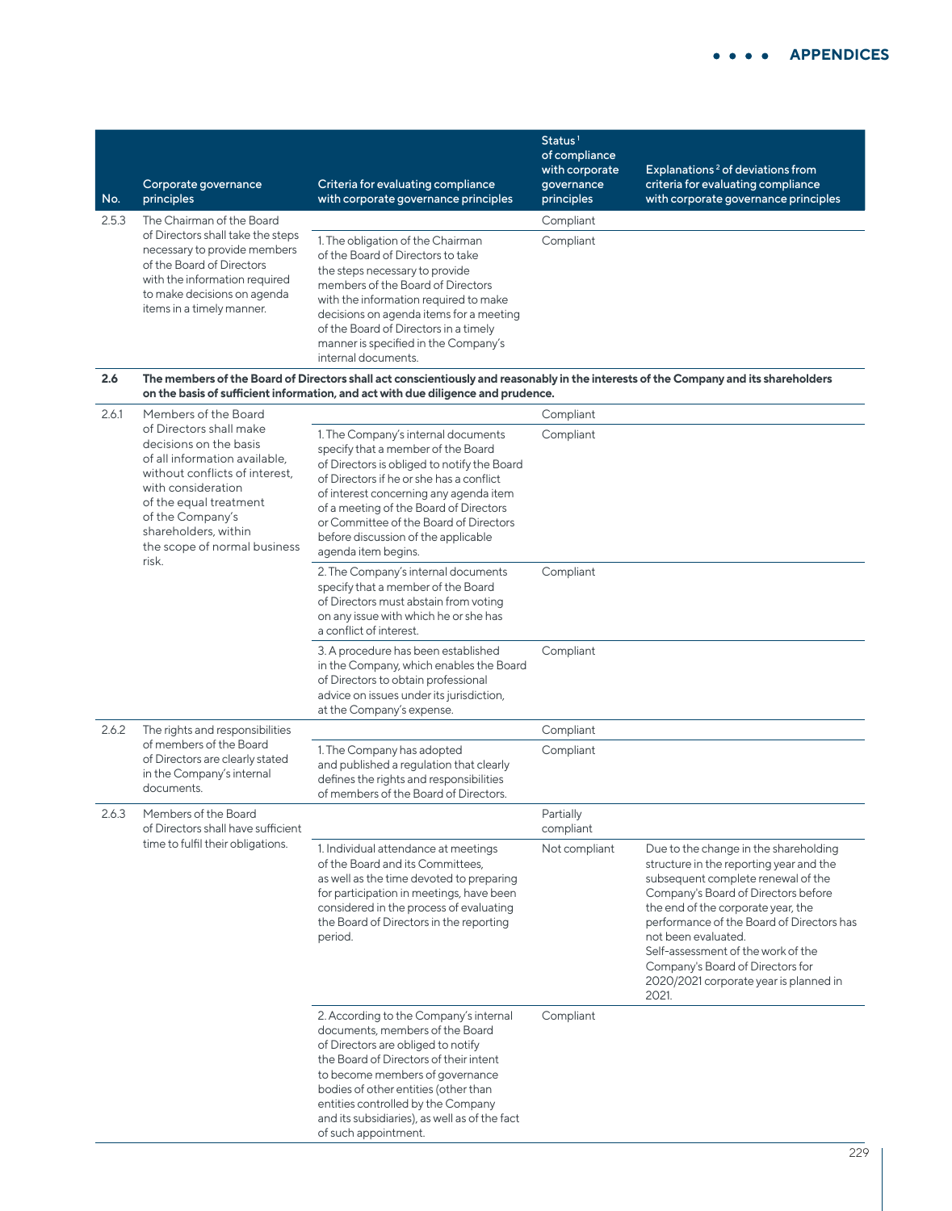| No. | Corporate governance principles | Criteria for evaluating compliance with corporate governance principles | Status[1] of compliance with corporate governance principles | Explanations[2] of deviations from criteria for evaluating compliance with corporate governance principles |
|---|---|---|---|---|
| 2.5.3 | The Chairman of the Board of Directors shall take the steps necessary to provide members of the Board of Directors with the information required to make decisions on agenda items in a timely manner. | | Compliant | |
| | | 1. The obligation of the Chairman of the Board of Directors to take the steps necessary to provide members of the Board of Directors with the information required to make decisions on agenda items for a meeting of the Board of Directors in a timely manner is specified in the Company's internal documents. | Compliant | |
| **2.6** | **The members of the Board of Directors shall act conscientiously and reasonably in the interests of the Company and its shareholders on the basis of sufficient information, and act with due diligence and prudence.** | | | |
| 2.6.1 | Members of the Board of Directors shall make decisions on the basis of all information available, without conflicts of interest, with consideration of the equal treatment of the Company's shareholders, within the scope of normal business risk. | | Compliant | |
| | | 1. The Company's internal documents specify that a member of the Board of Directors is obliged to notify the Board of Directors if he or she has a conflict of interest concerning any agenda item of a meeting of the Board of Directors or Committee of the Board of Directors before discussion of the applicable agenda item begins. | Compliant | |
| | | 2. The Company's internal documents specify that a member of the Board of Directors must abstain from voting on any issue with which he or she has a conflict of interest. | Compliant | |
| | | 3. A procedure has been established in the Company, which enables the Board of Directors to obtain professional advice on issues under its jurisdiction, at the Company's expense. | Compliant | |
| 2.6.2 | The rights and responsibilities of members of the Board of Directors are clearly stated in the Company's internal documents. | | Compliant | |
| | | 1. The Company has adopted and published a regulation that clearly defines the rights and responsibilities of members of the Board of Directors. | Compliant | |
| 2.6.3 | Members of the Board of Directors shall have sufficient time to fulfil their obligations. | | Partially compliant | |
| | | 1. Individual attendance at meetings of the Board and its Committees, as well as the time devoted to preparing for participation in meetings, have been considered in the process of evaluating the Board of Directors in the reporting period. | Not compliant | Due to the change in the shareholding structure in the reporting year and the subsequent complete renewal of the Company's Board of Directors before the end of the corporate year, the performance of the Board of Directors has not been evaluated. Self-assessment of the work of the Company's Board of Directors for 2020/2021 corporate year is planned in 2021. |
| | | 2. According to the Company's internal documents, members of the Board of Directors are obliged to notify the Board of Directors of their intent to become members of governance bodies of other entities (other than entities controlled by the Company and its subsidiaries), as well as of the fact of such appointment. | Compliant | |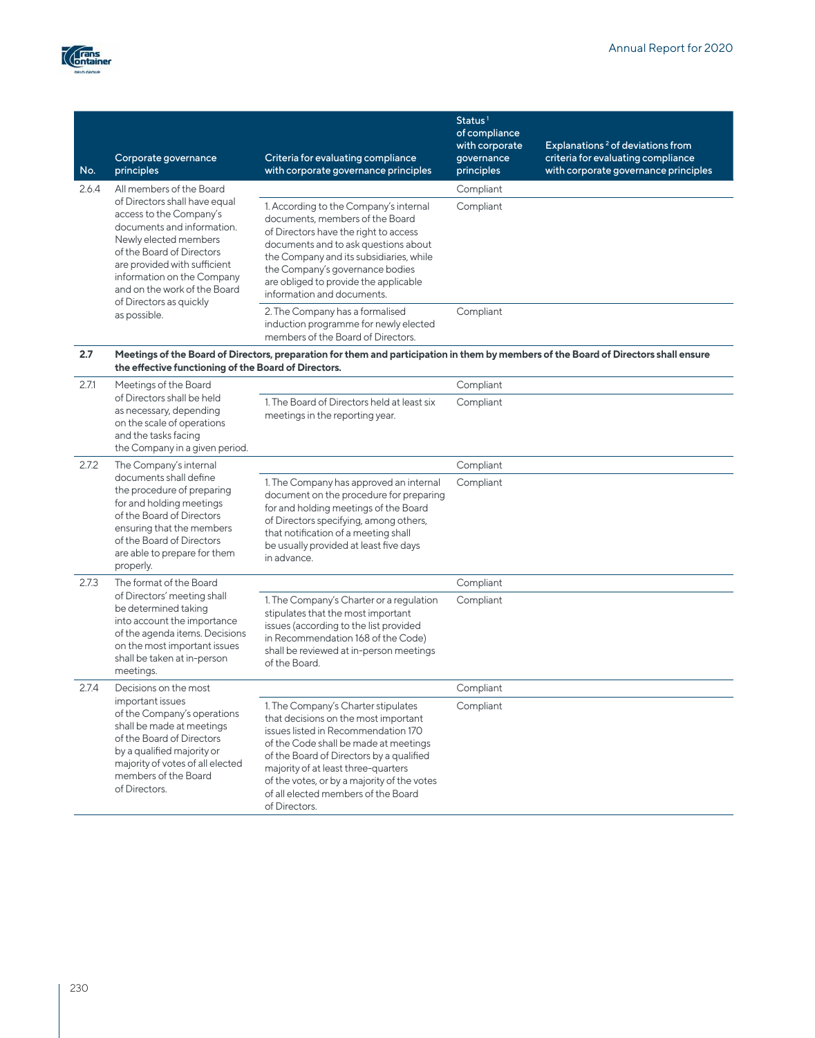| No. | Corporate governance principles | Criteria for evaluating compliance with corporate governance principles | Status[1] of compliance with corporate governance principles | Explanations[2] of deviations from criteria for evaluating compliance with corporate governance principles |
|---|---|---|---|---|
| 2.6.4 | All members of the Board of Directors shall have equal access to the Company's documents and information. Newly elected members of the Board of Directors are provided with sufficient information on the Company and on the work of the Board of Directors as quickly as possible. | | Compliant | |
| | | 1. According to the Company's internal documents, members of the Board of Directors have the right to access documents and to ask questions about the Company and its subsidiaries, while the Company's governance bodies are obliged to provide the applicable information and documents. | Compliant | |
| | | 2. The Company has a formalised induction programme for newly elected members of the Board of Directors. | Compliant | |
| **2.7** | **Meetings of the Board of Directors, preparation for them and participation in them by members of the Board of Directors shall ensure the effective functioning of the Board of Directors.** | | | |
| 2.7.1 | Meetings of the Board of Directors shall be held as necessary, depending on the scale of operations and the tasks facing the Company in a given period. | | Compliant | |
| | | 1. The Board of Directors held at least six meetings in the reporting year. | Compliant | |
| 2.7.2 | The Company's internal documents shall define the procedure of preparing for and holding meetings of the Board of Directors ensuring that the members of the Board of Directors are able to prepare for them properly. | | Compliant | |
| | | 1. The Company has approved an internal document on the procedure for preparing for and holding meetings of the Board of Directors specifying, among others, that notification of a meeting shall be usually provided at least five days in advance. | Compliant | |
| 2.7.3 | The format of the Board of Directors' meeting shall be determined taking into account the importance of the agenda items. Decisions on the most important issues shall be taken at in-person meetings. | | Compliant | |
| | | 1. The Company's Charter or a regulation stipulates that the most important issues (according to the list provided in Recommendation 168 of the Code) shall be reviewed at in-person meetings of the Board. | Compliant | |
| 2.7.4 | Decisions on the most important issues of the Company's operations shall be made at meetings of the Board of Directors by a qualified majority or majority of votes of all elected members of the Board of Directors. | | Compliant | |
| | | 1. The Company's Charter stipulates that decisions on the most important issues listed in Recommendation 170 of the Code shall be made at meetings of the Board of Directors by a qualified majority of at least three-quarters of the votes, or by a majority of the votes of all elected members of the Board of Directors. | Compliant | |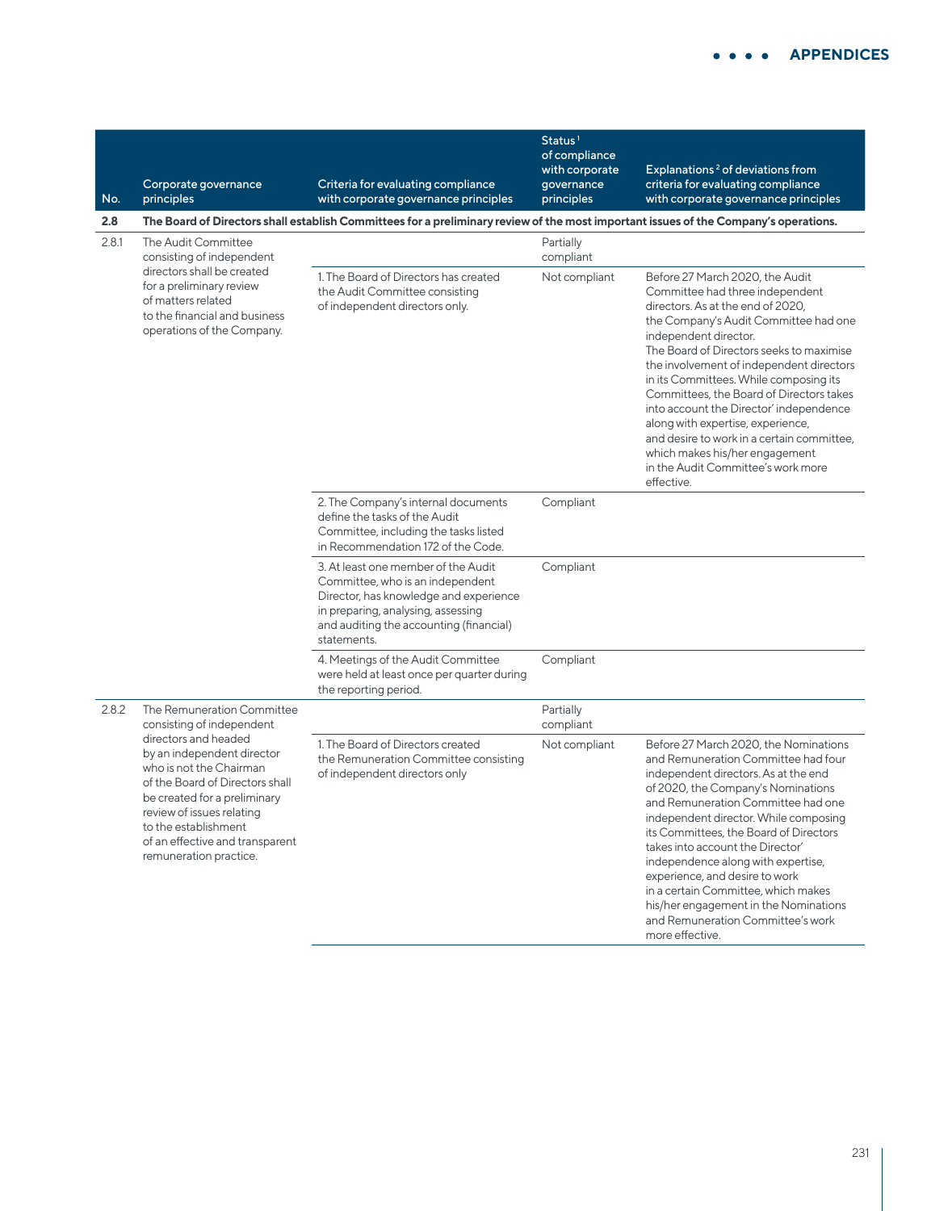| No. | Corporate governance principles | Criteria for evaluating compliance with corporate governance principles | Status[1] of compliance with corporate governance principles | Explanations[2] of deviations from criteria for evaluating compliance with corporate governance principles |
|---|---|---|---|---|
| **2.8** | **The Board of Directors shall establish Committees for a preliminary review of the most important issues of the Company's operations.** | | | |
| 2.8.1 | The Audit Committee consisting of independent directors shall be created for a preliminary review of matters related to the financial and business operations of the Company. | | Partially compliant | |
| | | 1. The Board of Directors has created the Audit Committee consisting of independent directors only. | Not compliant | Before 27 March 2020, the Audit Committee had three independent directors. As at the end of 2020, the Company's Audit Committee had one independent director. The Board of Directors seeks to maximise the involvement of independent directors in its Committees. While composing its Committees, the Board of Directors takes into account the Director' independence along with expertise, experience, and desire to work in a certain committee, which makes his/her engagement in the Audit Committee's work more effective. |
| | | 2. The Company's internal documents define the tasks of the Audit Committee, including the tasks listed in Recommendation 172 of the Code. | Compliant | |
| | | 3. At least one member of the Audit Committee, who is an independent Director, has knowledge and experience in preparing, analysing, assessing and auditing the accounting (financial) statements. | Compliant | |
| | | 4. Meetings of the Audit Committee were held at least once per quarter during the reporting period. | Compliant | |
| 2.8.2 | The Remuneration Committee consisting of independent directors and headed by an independent director who is not the Chairman of the Board of Directors shall be created for a preliminary review of issues relating to the establishment of an effective and transparent remuneration practice. | | Partially compliant | |
| | | 1. The Board of Directors created the Remuneration Committee consisting of independent directors only | Not compliant | Before 27 March 2020, the Nominations and Remuneration Committee had four independent directors. As at the end of 2020, the Company's Nominations and Remuneration Committee had one independent director. While composing its Committees, the Board of Directors takes into account the Director' independence along with expertise, experience, and desire to work in a certain Committee, which makes his/her engagement in the Nominations and Remuneration Committee's work more effective. |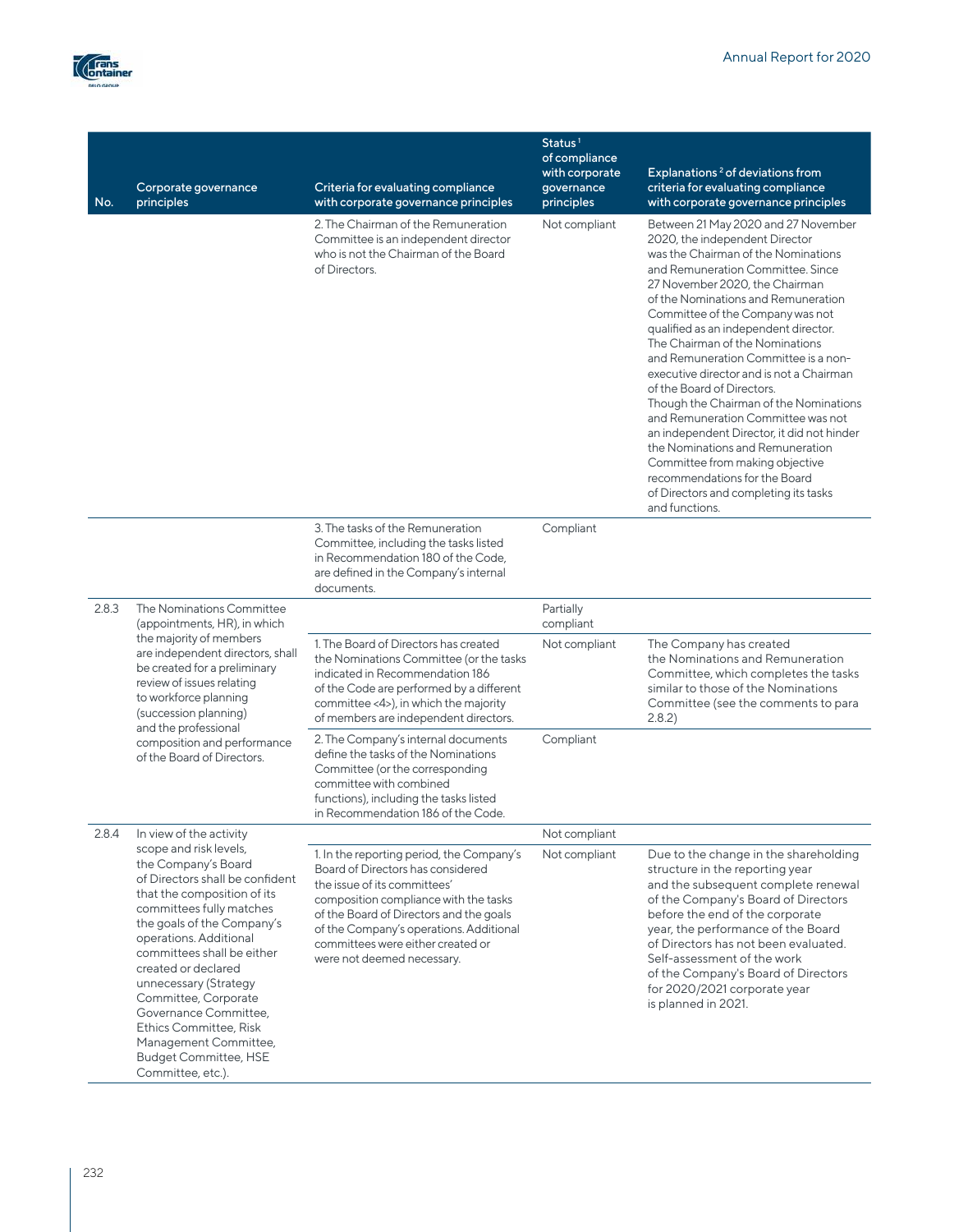| No. | Corporate governance principles | Criteria for evaluating compliance with corporate governance principles | Status[1] of compliance with corporate governance principles | Explanations[2] of deviations from criteria for evaluating compliance with corporate governance principles |
|---|---|---|---|---|
| | | 2. The Chairman of the Remuneration Committee is an independent director who is not the Chairman of the Board of Directors. | Not compliant | Between 21 May 2020 and 27 November 2020, the independent Director was the Chairman of the Nominations and Remuneration Committee. Since 27 November 2020, the Chairman of the Nominations and Remuneration Committee of the Company was not qualified as an independent director. The Chairman of the Nominations and Remuneration Committee is a non-executive director and is not a Chairman of the Board of Directors. Though the Chairman of the Nominations and Remuneration Committee was not an independent Director, it did not hinder the Nominations and Remuneration Committee from making objective recommendations for the Board of Directors and completing its tasks and functions. |
| | | 3. The tasks of the Remuneration Committee, including the tasks listed in Recommendation 180 of the Code, are defined in the Company's internal documents. | Compliant | |
| 2.8.3 | The Nominations Committee (appointments, HR), in which the majority of members are independent directors, shall be created for a preliminary review of issues relating to workforce planning (succession planning) and the professional composition and performance of the Board of Directors. | | Partially compliant | |
| | | 1. The Board of Directors has created the Nominations Committee (or the tasks indicated in Recommendation 186 of the Code are performed by a different committee <4>), in which the majority of members are independent directors. | Not compliant | The Company has created the Nominations and Remuneration Committee, which completes the tasks similar to those of the Nominations Committee (see the comments to para 2.8.2) |
| | | 2. The Company's internal documents define the tasks of the Nominations Committee (or the corresponding committee with combined functions), including the tasks listed in Recommendation 186 of the Code. | Compliant | |
| 2.8.4 | In view of the activity scope and risk levels, the Company's Board of Directors shall be confident that the composition of its committees fully matches the goals of the Company's operations. Additional committees shall be either created or declared unnecessary (Strategy Committee, Corporate Governance Committee, Ethics Committee, Risk Management Committee, Budget Committee, HSE Committee, etc.). | | Not compliant | |
| | | 1. In the reporting period, the Company's Board of Directors has considered the issue of its committees' composition compliance with the tasks of the Board of Directors and the goals of the Company's operations. Additional committees were either created or were not deemed necessary. | Not compliant | Due to the change in the shareholding structure in the reporting year and the subsequent complete renewal of the Company's Board of Directors before the end of the corporate year, the performance of the Board of Directors has not been evaluated. Self-assessment of the work of the Company's Board of Directors for 2020/2021 corporate year is planned in 2021. |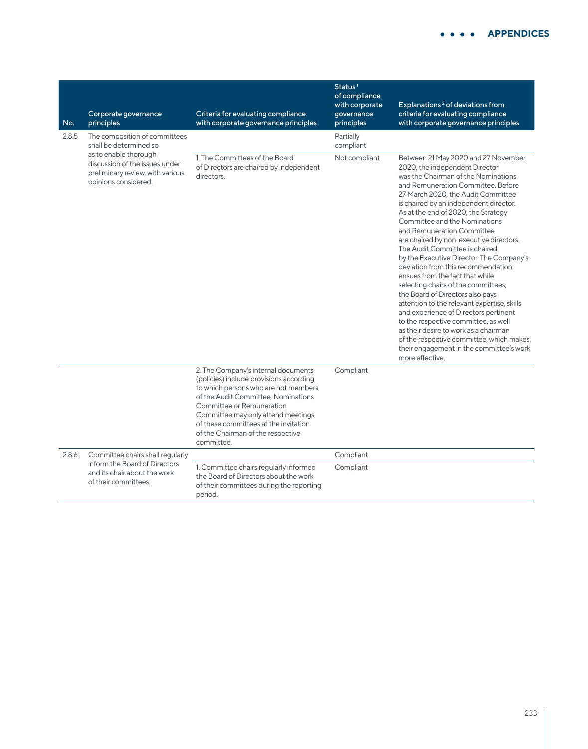| No. | Corporate governance principles | Criteria for evaluating compliance with corporate governance principles | Status[1] of compliance with corporate governance principles | Explanations[2] of deviations from criteria for evaluating compliance with corporate governance principles |
|---|---|---|---|---|
| 2.8.5 | The composition of committees shall be determined so as to enable thorough discussion of the issues under preliminary review, with various opinions considered. | | Partially compliant | |
| | | 1. The Committees of the Board of Directors are chaired by independent directors. | Not compliant | Between 21 May 2020 and 27 November 2020, the independent Director was the Chairman of the Nominations and Remuneration Committee. Before 27 March 2020, the Audit Committee is chaired by an independent director. As at the end of 2020, the Strategy Committee and the Nominations and Remuneration Committee are chaired by non-executive directors. The Audit Committee is chaired by the Executive Director. The Company's deviation from this recommendation ensues from the fact that while selecting chairs of the committees, the Board of Directors also pays attention to the relevant expertise, skills and experience of Directors pertinent to the respective committee, as well as their desire to work as a chairman of the respective committee, which makes their engagement in the committee's work more effective. |
| | | 2. The Company's internal documents (policies) include provisions according to which persons who are not members of the Audit Committee, Nominations Committee or Remuneration Committee may only attend meetings of these committees at the invitation of the Chairman of the respective committee. | Compliant | |
| 2.8.6 | Committee chairs shall regularly inform the Board of Directors and its chair about the work of their committees. | | Compliant | |
| | | 1. Committee chairs regularly informed the Board of Directors about the work of their committees during the reporting period. | Compliant | |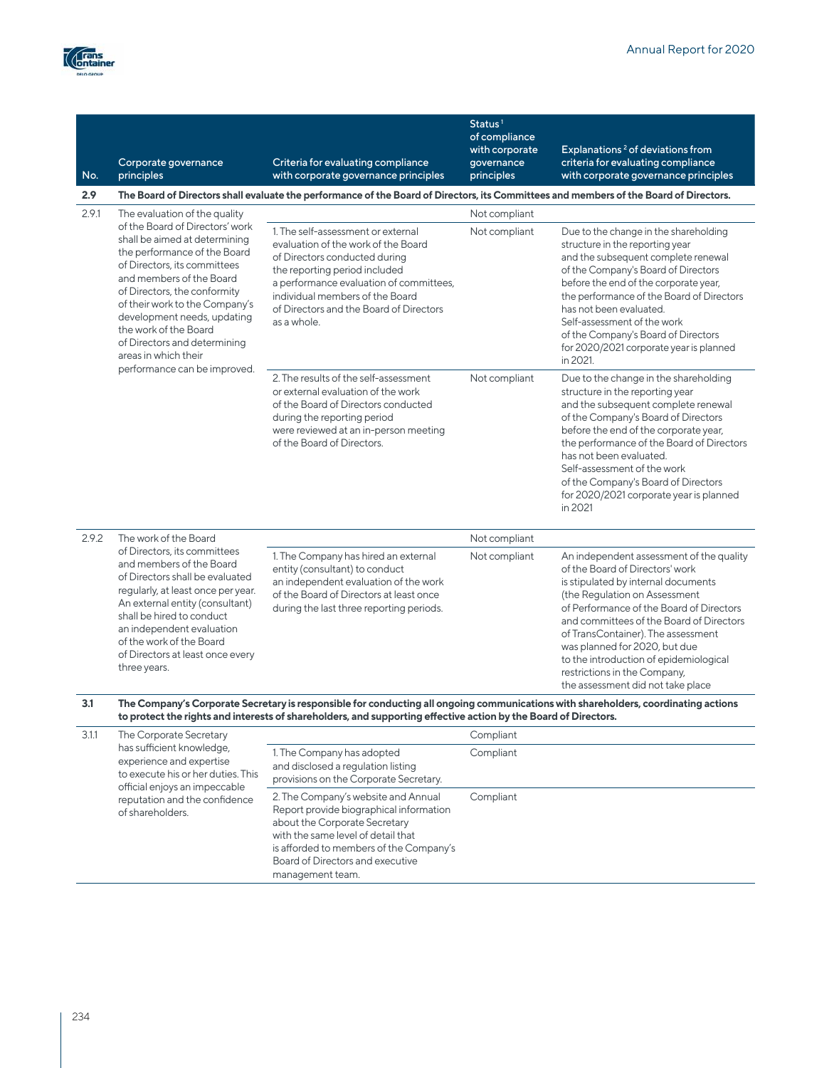| No. | Corporate governance principles | Criteria for evaluating compliance with corporate governance principles | Status[1] of compliance with corporate governance principles | Explanations[2] of deviations from criteria for evaluating compliance with corporate governance principles |
|---|---|---|---|---|
| **2.9** | **The Board of Directors shall evaluate the performance of the Board of Directors, its Committees and members of the Board of Directors.** | | | |
| 2.9.1 | The evaluation of the quality of the Board of Directors' work shall be aimed at determining the performance of the Board of Directors, its committees and members of the Board of Directors, the conformity of their work to the Company's development needs, updating the work of the Board of Directors and determining areas in which their performance can be improved. | | Not compliant | |
| | | 1. The self-assessment or external evaluation of the work of the Board of Directors conducted during the reporting period included a performance evaluation of committees, individual members of the Board of Directors and the Board of Directors as a whole. | Not compliant | Due to the change in the shareholding structure in the reporting year and the subsequent complete renewal of the Company's Board of Directors before the end of the corporate year, the performance of the Board of Directors has not been evaluated. Self-assessment of the work of the Company's Board of Directors for 2020/2021 corporate year is planned in 2021. |
| | | 2. The results of the self-assessment or external evaluation of the work of the Board of Directors conducted during the reporting period were reviewed at an in-person meeting of the Board of Directors. | Not compliant | Due to the change in the shareholding structure in the reporting year and the subsequent complete renewal of the Company's Board of Directors before the end of the corporate year, the performance of the Board of Directors has not been evaluated. Self-assessment of the work of the Company's Board of Directors for 2020/2021 corporate year is planned in 2021 |
| 2.9.2 | The work of the Board of Directors, its committees and members of the Board of Directors shall be evaluated regularly, at least once per year. An external entity (consultant) shall be hired to conduct an independent evaluation of the work of the Board of Directors at least once every three years. | | Not compliant | |
| | | 1. The Company has hired an external entity (consultant) to conduct an independent evaluation of the work of the Board of Directors at least once during the last three reporting periods. | Not compliant | An independent assessment of the quality of the Board of Directors' work is stipulated by internal documents (the Regulation on Assessment of Performance of the Board of Directors and committees of the Board of Directors of TransContainer). The assessment was planned for 2020, but due to the introduction of epidemiological restrictions in the Company, the assessment did not take place |
| **3.1** | **The Company's Corporate Secretary is responsible for conducting all ongoing communications with shareholders, coordinating actions to protect the rights and interests of shareholders, and supporting effective action by the Board of Directors.** | | | |
| 3.1.1 | The Corporate Secretary has sufficient knowledge, experience and expertise to execute his or her duties. This official enjoys an impeccable reputation and the confidence of shareholders. | | Compliant | |
| | | 1. The Company has adopted and disclosed a regulation listing provisions on the Corporate Secretary. | Compliant | |
| | | 2. The Company's website and Annual Report provide biographical information about the Corporate Secretary with the same level of detail that is afforded to members of the Company's Board of Directors and executive management team. | Compliant | |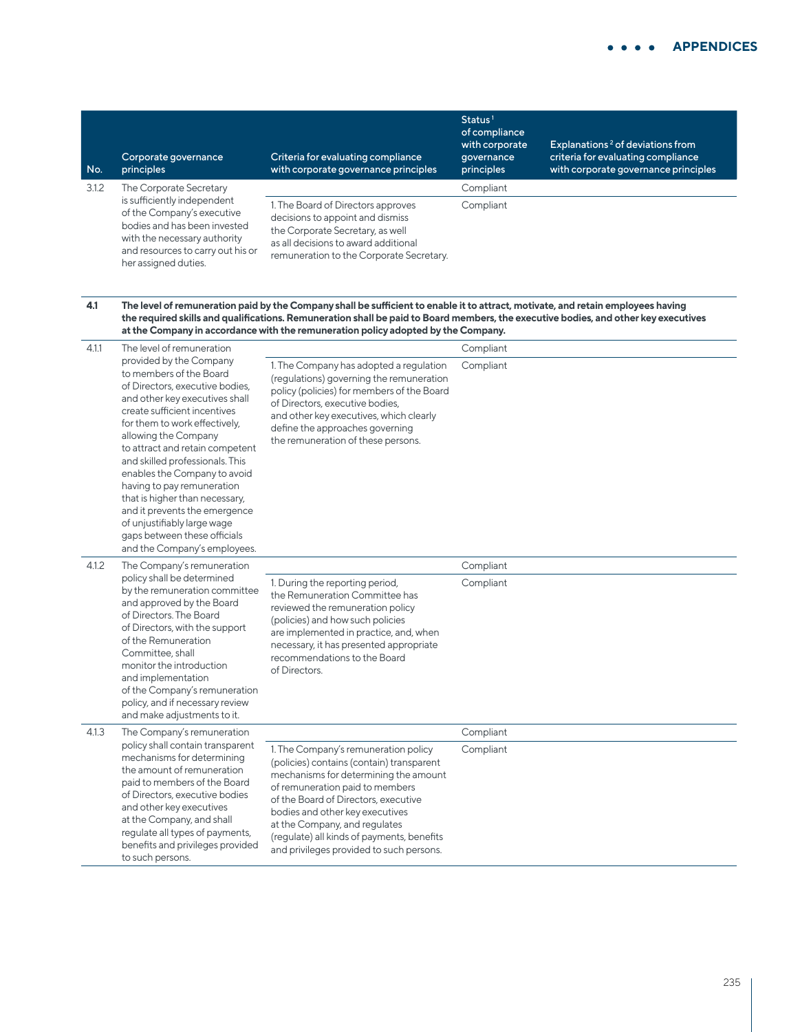| No. | Corporate governance principles | Criteria for evaluating compliance with corporate governance principles | Status[1] of compliance with corporate governance principles | Explanations[2] of deviations from criteria for evaluating compliance with corporate governance principles |
|---|---|---|---|---|
| 3.1.2 | The Corporate Secretary is sufficiently independent of the Company's executive bodies and has been invested with the necessary authority and resources to carry out his or her assigned duties. | | Compliant | |
| | | 1. The Board of Directors approves decisions to appoint and dismiss the Corporate Secretary, as well as all decisions to award additional remuneration to the Corporate Secretary. | Compliant | |
| **4.1** | **The level of remuneration paid by the Company shall be sufficient to enable it to attract, motivate, and retain employees having the required skills and qualifications. Remuneration shall be paid to Board members, the executive bodies, and other key executives at the Company in accordance with the remuneration policy adopted by the Company.** | | | |
| 4.1.1 | The level of remuneration provided by the Company to members of the Board of Directors, executive bodies, and other key executives shall create sufficient incentives for them to work effectively, allowing the Company to attract and retain competent and skilled professionals. This enables the Company to avoid having to pay remuneration that is higher than necessary, and it prevents the emergence of unjustifiably large wage gaps between these officials and the Company's employees. | | Compliant | |
| | | 1. The Company has adopted a regulation (regulations) governing the remuneration policy (policies) for members of the Board of Directors, executive bodies, and other key executives, which clearly define the approaches governing the remuneration of these persons. | Compliant | |
| 4.1.2 | The Company's remuneration policy shall be determined by the remuneration committee and approved by the Board of Directors. The Board of Directors, with the support of the Remuneration Committee, shall monitor the introduction and implementation of the Company's remuneration policy, and if necessary review and make adjustments to it. | | Compliant | |
| | | 1. During the reporting period, the Remuneration Committee has reviewed the remuneration policy (policies) and how such policies are implemented in practice, and, when necessary, it has presented appropriate recommendations to the Board of Directors. | Compliant | |
| 4.1.3 | The Company's remuneration policy shall contain transparent mechanisms for determining the amount of remuneration paid to members of the Board of Directors, executive bodies and other key executives at the Company, and shall regulate all types of payments, benefits and privileges provided to such persons. | | Compliant | |
| | | 1. The Company's remuneration policy (policies) contains (contain) transparent mechanisms for determining the amount of remuneration paid to members of the Board of Directors, executive bodies and other key executives at the Company, and regulates (regulate) all kinds of payments, benefits and privileges provided to such persons. | Compliant | |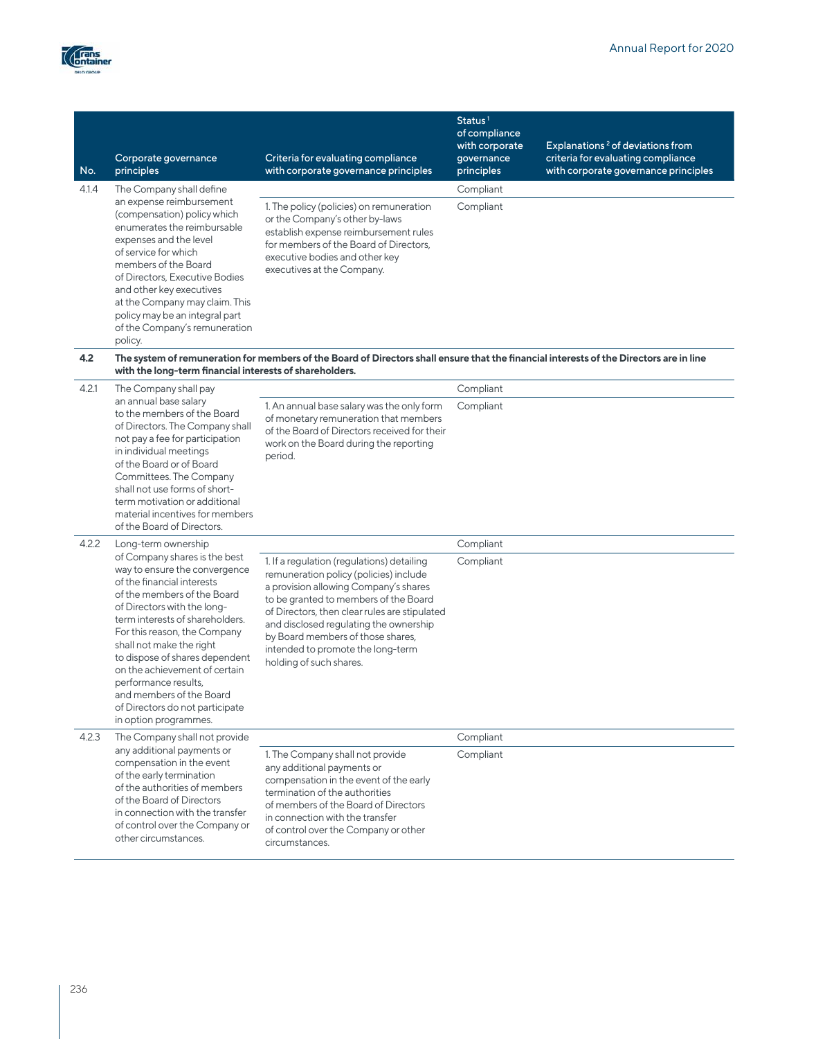| No. | Corporate governance principles | Criteria for evaluating compliance with corporate governance principles | Status[1] of compliance with corporate governance principles | Explanations[2] of deviations from criteria for evaluating compliance with corporate governance principles |
|---|---|---|---|---|
| 4.1.4 | The Company shall define an expense reimbursement (compensation) policy which enumerates the reimbursable expenses and the level of service for which members of the Board of Directors, Executive Bodies and other key executives at the Company may claim. This policy may be an integral part of the Company's remuneration policy. | | Compliant | |
| | | 1. The policy (policies) on remuneration or the Company's other by-laws establish expense reimbursement rules for members of the Board of Directors, executive bodies and other key executives at the Company. | Compliant | |
| **4.2** | **The system of remuneration for members of the Board of Directors shall ensure that the financial interests of the Directors are in line with the long-term financial interests of shareholders.** | | | |
| 4.2.1 | The Company shall pay an annual base salary to the members of the Board of Directors. The Company shall not pay a fee for participation in individual meetings of the Board or of Board Committees. The Company shall not use forms of short-term motivation or additional material incentives for members of the Board of Directors. | | Compliant | |
| | | 1. An annual base salary was the only form of monetary remuneration that members of the Board of Directors received for their work on the Board during the reporting period. | Compliant | |
| 4.2.2 | Long-term ownership of Company shares is the best way to ensure the convergence of the financial interests of the members of the Board of Directors with the long-term interests of shareholders. For this reason, the Company shall not make the right to dispose of shares dependent on the achievement of certain performance results, and members of the Board of Directors do not participate in option programmes. | | Compliant | |
| | | 1. If a regulation (regulations) detailing remuneration policy (policies) include a provision allowing Company's shares to be granted to members of the Board of Directors, then clear rules are stipulated and disclosed regulating the ownership by Board members of those shares, intended to promote the long-term holding of such shares. | Compliant | |
| 4.2.3 | The Company shall not provide any additional payments or compensation in the event of the early termination of the authorities of members of the Board of Directors in connection with the transfer of control over the Company or other circumstances. | | Compliant | |
| | | 1. The Company shall not provide any additional payments or compensation in the event of the early termination of the authorities of members of the Board of Directors in connection with the transfer of control over the Company or other circumstances. | Compliant | |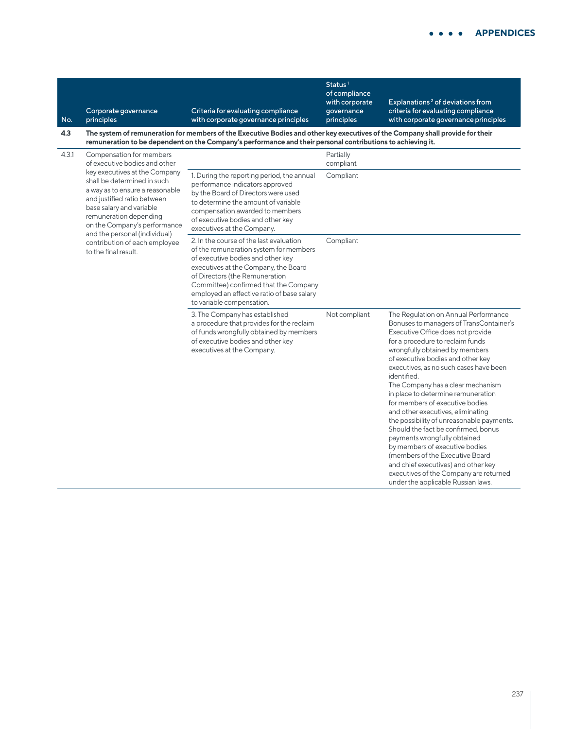| No. | Corporate governance principles | Criteria for evaluating compliance with corporate governance principles | Status [1] of compliance with corporate governance principles | Explanations [2] of deviations from criteria for evaluating compliance with corporate governance principles |
|---|---|---|---|---|
| **4.3** | **The system of remuneration for members of the Executive Bodies and other key executives of the Company shall provide for their remuneration to be dependent on the Company's performance and their personal contributions to achieving it.** | | | |
| 4.3.1 | Compensation for members of executive bodies and other key executives at the Company shall be determined in such a way as to ensure a reasonable and justified ratio between base salary and variable remuneration depending on the Company's performance and the personal (individual) contribution of each employee to the final result. | | Partially compliant | |
| | | 1. During the reporting period, the annual performance indicators approved by the Board of Directors were used to determine the amount of variable compensation awarded to members of executive bodies and other key executives at the Company. | Compliant | |
| | | 2. In the course of the last evaluation of the remuneration system for members of executive bodies and other key executives at the Company, the Board of Directors (the Remuneration Committee) confirmed that the Company employed an effective ratio of base salary to variable compensation. | Compliant | |
| | | 3. The Company has established a procedure that provides for the reclaim of funds wrongfully obtained by members of executive bodies and other key executives at the Company. | Not compliant | The Regulation on Annual Performance Bonuses to managers of TransContainer's Executive Office does not provide for a procedure to reclaim funds wrongfully obtained by members of executive bodies and other key executives, as no such cases have been identified. The Company has a clear mechanism in place to determine remuneration for members of executive bodies and other executives, eliminating the possibility of unreasonable payments. Should the fact be confirmed, bonus payments wrongfully obtained by members of executive bodies (members of the Executive Board and chief executives) and other key executives of the Company are returned under the applicable Russian laws. |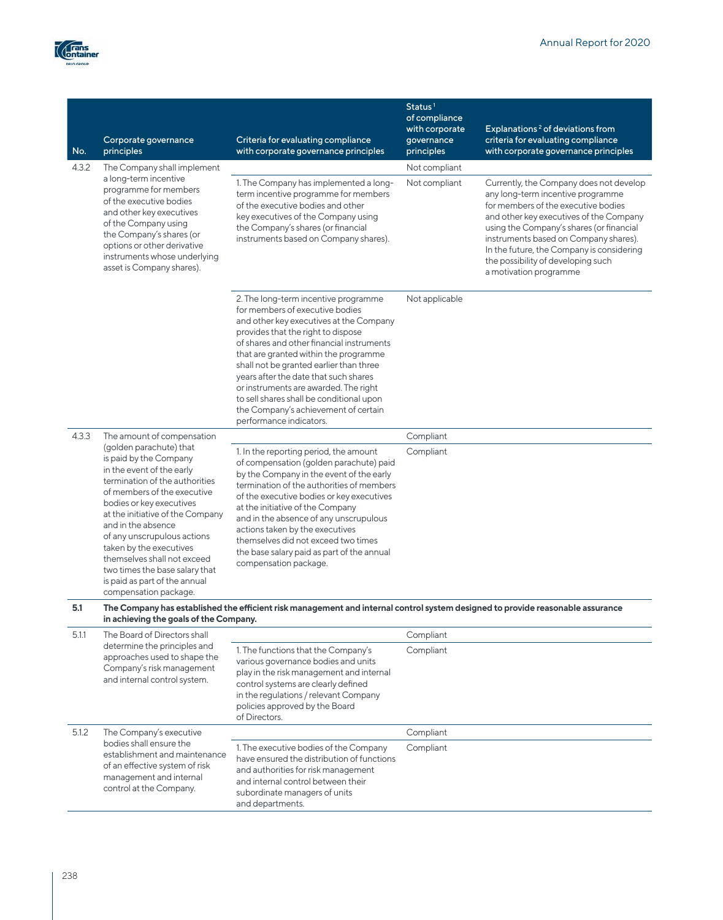| No. | Corporate governance principles | Criteria for evaluating compliance with corporate governance principles | Status[1] of compliance with corporate governance principles | Explanations[2] of deviations from criteria for evaluating compliance with corporate governance principles |
|---|---|---|---|---|
| 4.3.2 | The Company shall implement a long-term incentive programme for members of the executive bodies and other key executives of the Company using the Company's shares (or options or other derivative instruments whose underlying asset is Company shares). | | Not compliant | |
| | | 1. The Company has implemented a long-term incentive programme for members of the executive bodies and other key executives of the Company using the Company's shares (or financial instruments based on Company shares). | Not compliant | Currently, the Company does not develop any long-term incentive programme for members of the executive bodies and other key executives of the Company using the Company's shares (or financial instruments based on Company shares). In the future, the Company is considering the possibility of developing such a motivation programme |
| | | 2. The long-term incentive programme for members of executive bodies and other key executives at the Company provides that the right to dispose of shares and other financial instruments that are granted within the programme shall not be granted earlier than three years after the date that such shares or instruments are awarded. The right to sell shares shall be conditional upon the Company's achievement of certain performance indicators. | Not applicable | |
| 4.3.3 | The amount of compensation (golden parachute) that is paid by the Company in the event of the early termination of the authorities of members of the executive bodies or key executives at the initiative of the Company and in the absence of any unscrupulous actions taken by the executives themselves shall not exceed two times the base salary that is paid as part of the annual compensation package. | | Compliant | |
| | | 1. In the reporting period, the amount of compensation (golden parachute) paid by the Company in the event of the early termination of the authorities of members of the executive bodies or key executives at the initiative of the Company and in the absence of any unscrupulous actions taken by the executives themselves did not exceed two times the base salary paid as part of the annual compensation package. | Compliant | |
| **5.1** | **The Company has established the efficient risk management and internal control system designed to provide reasonable assurance in achieving the goals of the Company.** | | | |
| 5.1.1 | The Board of Directors shall determine the principles and approaches used to shape the Company's risk management and internal control system. | | Compliant | |
| | | 1. The functions that the Company's various governance bodies and units play in the risk management and internal control systems are clearly defined in the regulations / relevant Company policies approved by the Board of Directors. | Compliant | |
| 5.1.2 | The Company's executive bodies shall ensure the establishment and maintenance of an effective system of risk management and internal control at the Company. | | Compliant | |
| | | 1. The executive bodies of the Company have ensured the distribution of functions and authorities for risk management and internal control between their subordinate managers of units and departments. | Compliant | |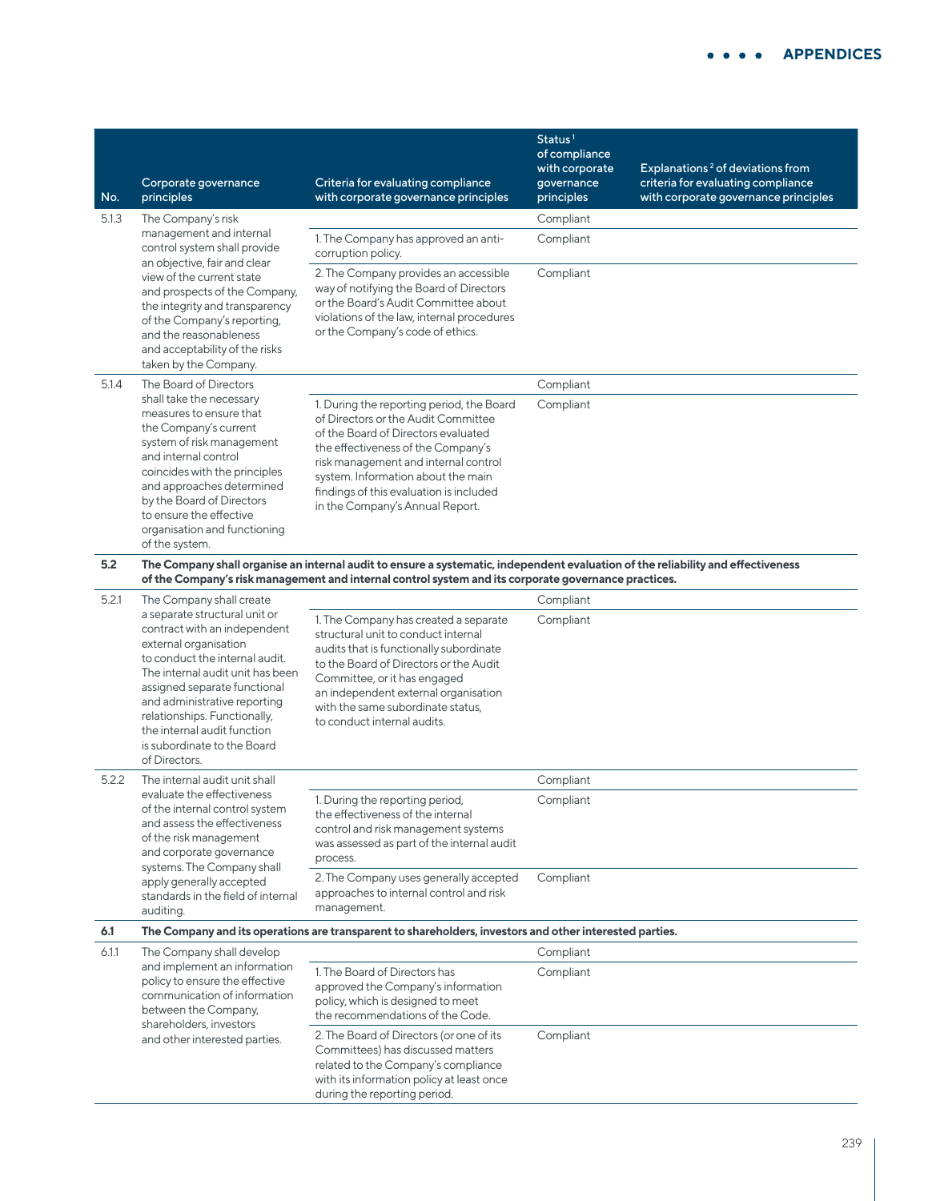| No. | Corporate governance principles | Criteria for evaluating compliance with corporate governance principles | Status[1] of compliance with corporate governance principles | Explanations[2] of deviations from criteria for evaluating compliance with corporate governance principles |
|---|---|---|---|---|
| 5.1.3 | The Company's risk management and internal control system shall provide an objective, fair and clear view of the current state and prospects of the Company, the integrity and transparency of the Company's reporting, and the reasonableness and acceptability of the risks taken by the Company. | | Compliant | |
| | | 1. The Company has approved an anti-corruption policy. | Compliant | |
| | | 2. The Company provides an accessible way of notifying the Board of Directors or the Board's Audit Committee about violations of the law, internal procedures or the Company's code of ethics. | Compliant | |
| 5.1.4 | The Board of Directors shall take the necessary measures to ensure that the Company's current system of risk management and internal control coincides with the principles and approaches determined by the Board of Directors to ensure the effective organisation and functioning of the system. | | Compliant | |
| | | 1. During the reporting period, the Board of Directors or the Audit Committee of the Board of Directors evaluated the effectiveness of the Company's risk management and internal control system. Information about the main findings of this evaluation is included in the Company's Annual Report. | Compliant | |
| **5.2** | **The Company shall organise an internal audit to ensure a systematic, independent evaluation of the reliability and effectiveness of the Company's risk management and internal control system and its corporate governance practices.** | | | |
| 5.2.1 | The Company shall create a separate structural unit or contract with an independent external organisation to conduct the internal audit. The internal audit unit has been assigned separate functional and administrative reporting relationships. Functionally, the internal audit function is subordinate to the Board of Directors. | | Compliant | |
| | | 1. The Company has created a separate structural unit to conduct internal audits that is functionally subordinate to the Board of Directors or the Audit Committee, or it has engaged an independent external organisation with the same subordinate status, to conduct internal audits. | Compliant | |
| 5.2.2 | The internal audit unit shall evaluate the effectiveness of the internal control system and assess the effectiveness of the risk management and corporate governance systems. The Company shall apply generally accepted standards in the field of internal auditing. | | Compliant | |
| | | 1. During the reporting period, the effectiveness of the internal control and risk management systems was assessed as part of the internal audit process. | Compliant | |
| | | 2. The Company uses generally accepted approaches to internal control and risk management. | Compliant | |
| **6.1** | **The Company and its operations are transparent to shareholders, investors and other interested parties.** | | | |
| 6.1.1 | The Company shall develop and implement an information policy to ensure the effective communication of information between the Company, shareholders, investors and other interested parties. | | Compliant | |
| | | 1. The Board of Directors has approved the Company's information policy, which is designed to meet the recommendations of the Code. | Compliant | |
| | | 2. The Board of Directors (or one of its Committees) has discussed matters related to the Company's compliance with its information policy at least once during the reporting period. | Compliant | |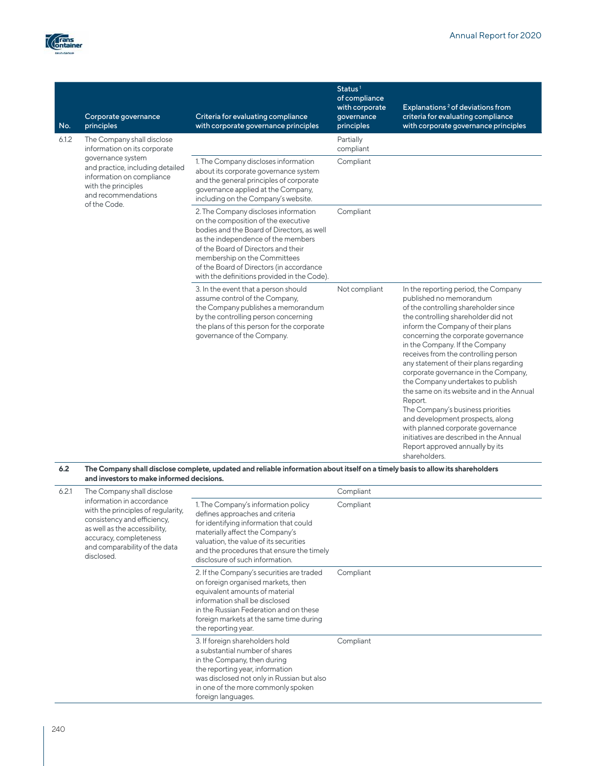| No. | Corporate governance principles | Criteria for evaluating compliance with corporate governance principles | Status[1] of compliance with corporate governance principles | Explanations[2] of deviations from criteria for evaluating compliance with corporate governance principles |
|---|---|---|---|---|
| 6.1.2 | The Company shall disclose information on its corporate governance system and practice, including detailed information on compliance with the principles and recommendations of the Code. | | Partially compliant | |
| | | 1. The Company discloses information about its corporate governance system and the general principles of corporate governance applied at the Company, including on the Company's website. | Compliant | |
| | | 2. The Company discloses information on the composition of the executive bodies and the Board of Directors, as well as the independence of the members of the Board of Directors and their membership on the Committees of the Board of Directors (in accordance with the definitions provided in the Code). | Compliant | |
| | | 3. In the event that a person should assume control of the Company, the Company publishes a memorandum by the controlling person concerning the plans of this person for the corporate governance of the Company. | Not compliant | In the reporting period, the Company published no memorandum of the controlling shareholder since the controlling shareholder did not inform the Company of their plans concerning the corporate governance in the Company. If the Company receives from the controlling person any statement of their plans regarding corporate governance in the Company, the Company undertakes to publish the same on its website and in the Annual Report. The Company's business priorities and development prospects, along with planned corporate governance initiatives are described in the Annual Report approved annually by its shareholders. |
| **6.2** | **The Company shall disclose complete, updated and reliable information about itself on a timely basis to allow its shareholders and investors to make informed decisions.** | | | |
| 6.2.1 | The Company shall disclose information in accordance with the principles of regularity, consistency and efficiency, as well as the accessibility, accuracy, completeness and comparability of the data disclosed. | | Compliant | |
| | | 1. The Company's information policy defines approaches and criteria for identifying information that could materially affect the Company's valuation, the value of its securities and the procedures that ensure the timely disclosure of such information. | Compliant | |
| | | 2. If the Company's securities are traded on foreign organised markets, then equivalent amounts of material information shall be disclosed in the Russian Federation and on these foreign markets at the same time during the reporting year. | Compliant | |
| | | 3. If foreign shareholders hold a substantial number of shares in the Company, then during the reporting year, information was disclosed not only in Russian but also in one of the more commonly spoken foreign languages. | Compliant | |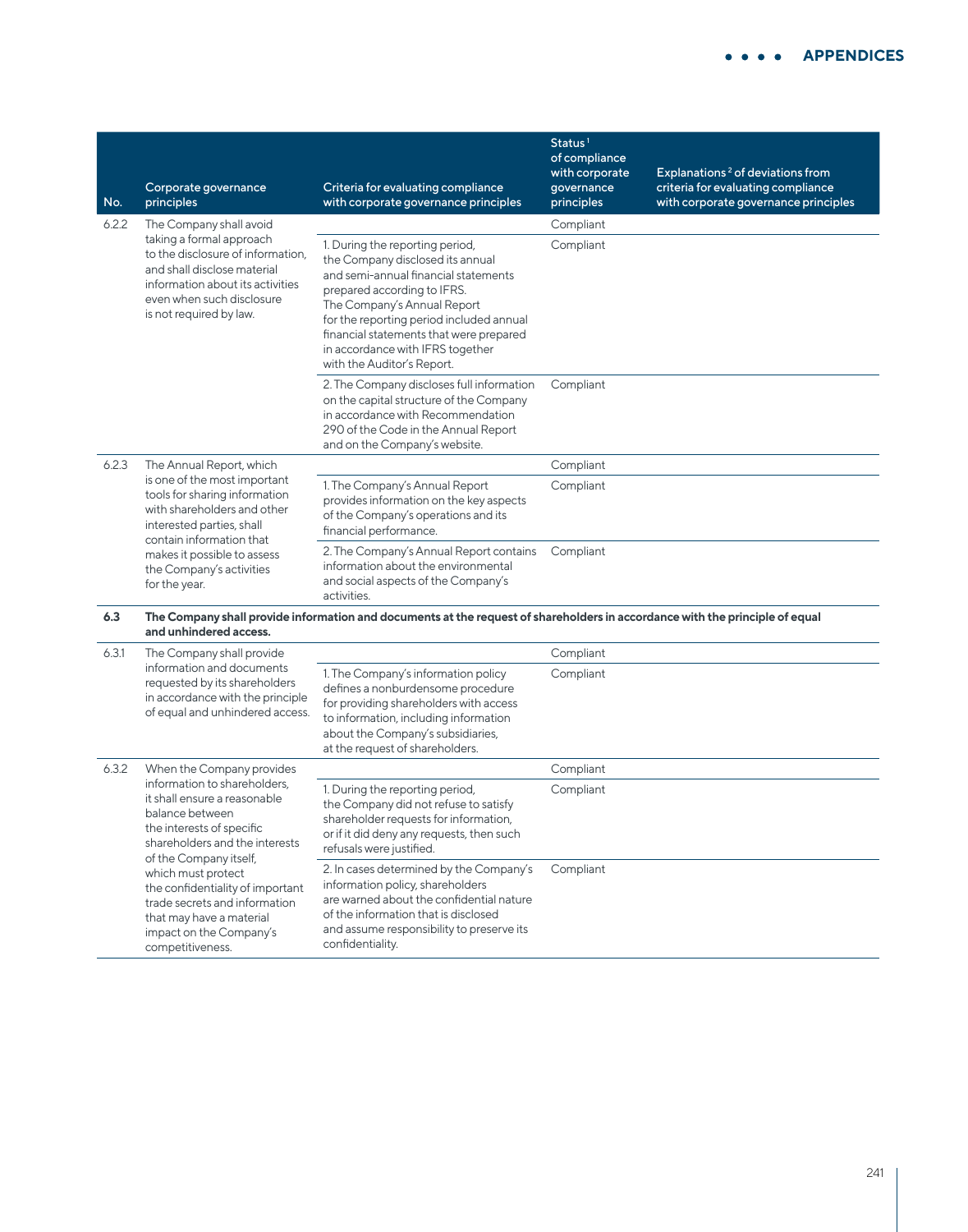| No. | Corporate governance principles | Criteria for evaluating compliance with corporate governance principles | Status[1] of compliance with corporate governance principles | Explanations[2] of deviations from criteria for evaluating compliance with corporate governance principles |
|---|---|---|---|---|
| 6.2.2 | The Company shall avoid taking a formal approach to the disclosure of information, and shall disclose material information about its activities even when such disclosure is not required by law. | | Compliant | |
| | | 1. During the reporting period, the Company disclosed its annual and semi-annual financial statements prepared according to IFRS. The Company's Annual Report for the reporting period included annual financial statements that were prepared in accordance with IFRS together with the Auditor's Report. | Compliant | |
| | | 2. The Company discloses full information on the capital structure of the Company in accordance with Recommendation 290 of the Code in the Annual Report and on the Company's website. | Compliant | |
| 6.2.3 | The Annual Report, which is one of the most important tools for sharing information with shareholders and other interested parties, shall contain information that makes it possible to assess the Company's activities for the year. | | Compliant | |
| | | 1. The Company's Annual Report provides information on the key aspects of the Company's operations and its financial performance. | Compliant | |
| | | 2. The Company's Annual Report contains information about the environmental and social aspects of the Company's activities. | Compliant | |
| **6.3** | **The Company shall provide information and documents at the request of shareholders in accordance with the principle of equal and unhindered access.** | | | |
| 6.3.1 | The Company shall provide information and documents requested by its shareholders in accordance with the principle of equal and unhindered access. | | Compliant | |
| | | 1. The Company's information policy defines a nonburdensome procedure for providing shareholders with access to information, including information about the Company's subsidiaries, at the request of shareholders. | Compliant | |
| 6.3.2 | When the Company provides information to shareholders, it shall ensure a reasonable balance between the interests of specific shareholders and the interests of the Company itself, which must protect the confidentiality of important trade secrets and information that may have a material impact on the Company's competitiveness. | | Compliant | |
| | | 1. During the reporting period, the Company did not refuse to satisfy shareholder requests for information, or if it did deny any requests, then such refusals were justified. | Compliant | |
| | | 2. In cases determined by the Company's information policy, shareholders are warned about the confidential nature of the information that is disclosed and assume responsibility to preserve its confidentiality. | Compliant | |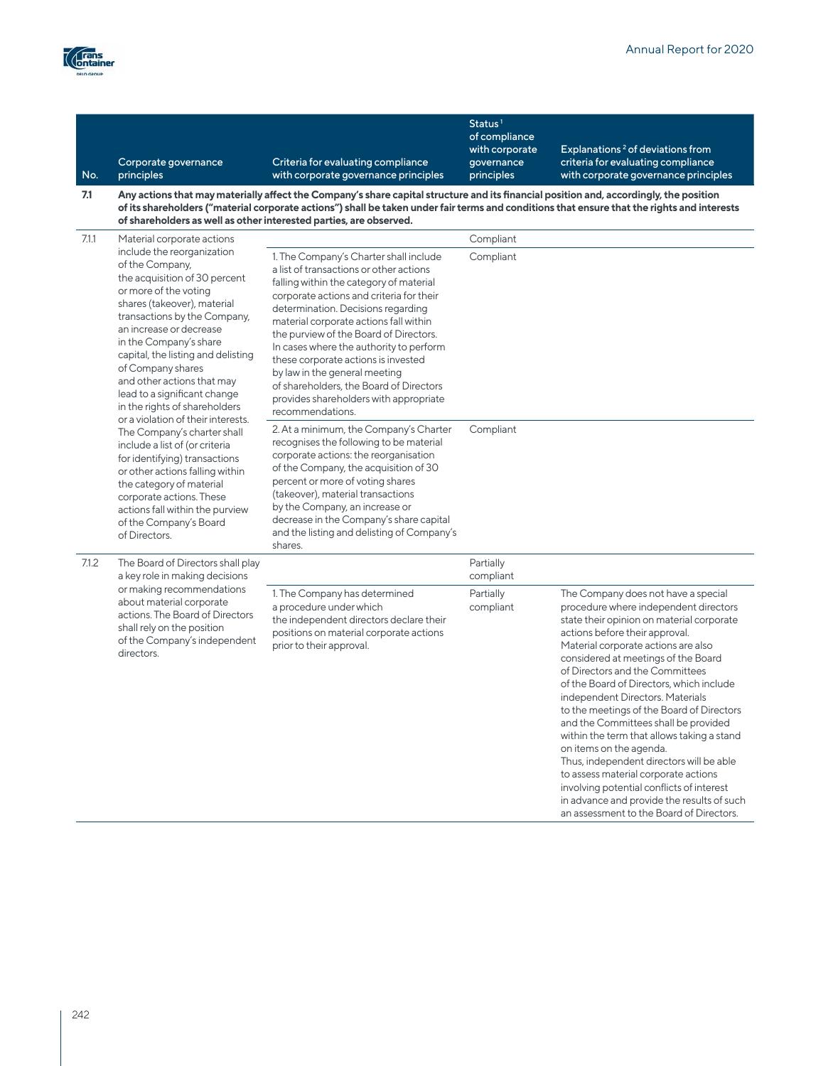| No. | Corporate governance principles | Criteria for evaluating compliance with corporate governance principles | Status[1] of compliance with corporate governance principles | Explanations[2] of deviations from criteria for evaluating compliance with corporate governance principles |
|---|---|---|---|---|
| **7.1** | **Any actions that may materially affect the Company's share capital structure and its financial position and, accordingly, the position of its shareholders ("material corporate actions") shall be taken under fair terms and conditions that ensure that the rights and interests of shareholders as well as other interested parties, are observed.** | | | |
| 7.1.1 | Material corporate actions include the reorganization of the Company, the acquisition of 30 percent or more of the voting shares (takeover), material transactions by the Company, an increase or decrease in the Company's share capital, the listing and delisting of Company shares and other actions that may lead to a significant change in the rights of shareholders or a violation of their interests. The Company's charter shall include a list of (or criteria for identifying) transactions or other actions falling within the category of material corporate actions. These actions fall within the purview of the Company's Board of Directors. | | Compliant | |
| | | 1. The Company's Charter shall include a list of transactions or other actions falling within the category of material corporate actions and criteria for their determination. Decisions regarding material corporate actions fall within the purview of the Board of Directors. In cases where the authority to perform these corporate actions is invested by law in the general meeting of shareholders, the Board of Directors provides shareholders with appropriate recommendations. | Compliant | |
| | | 2. At a minimum, the Company's Charter recognises the following to be material corporate actions: the reorganisation of the Company, the acquisition of 30 percent or more of voting shares (takeover), material transactions by the Company, an increase or decrease in the Company's share capital and the listing and delisting of Company's shares. | Compliant | |
| 7.1.2 | The Board of Directors shall play a key role in making decisions or making recommendations about material corporate actions. The Board of Directors shall rely on the position of the Company's independent directors. | | Partially compliant | |
| | | 1. The Company has determined a procedure under which the independent directors declare their positions on material corporate actions prior to their approval. | Partially compliant | The Company does not have a special procedure where independent directors state their opinion on material corporate actions before their approval. Material corporate actions are also considered at meetings of the Board of Directors and the Committees of the Board of Directors, which include independent Directors. Materials to the meetings of the Board of Directors and the Committees shall be provided within the term that allows taking a stand on items on the agenda. Thus, independent directors will be able to assess material corporate actions involving potential conflicts of interest in advance and provide the results of such an assessment to the Board of Directors. |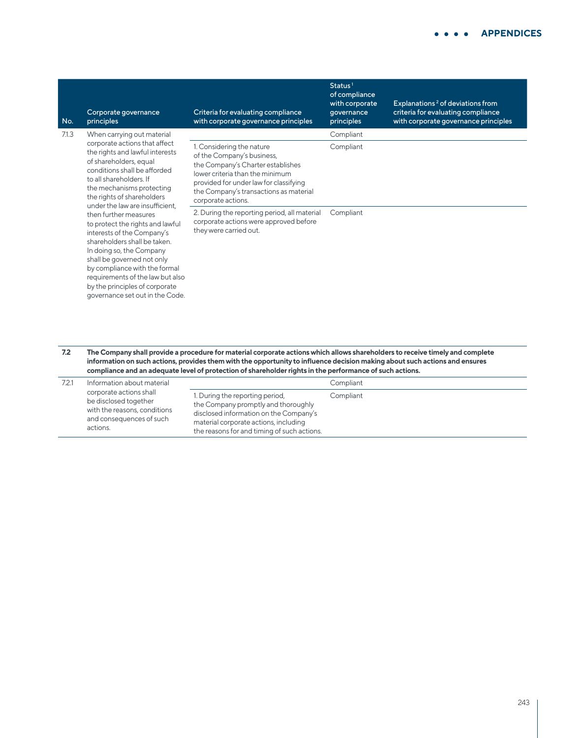| No. | Corporate governance principles | Criteria for evaluating compliance with corporate governance principles | Status[1] of compliance with corporate governance principles | Explanations[2] of deviations from criteria for evaluating compliance with corporate governance principles |
|---|---|---|---|---|
| 7.1.3 | When carrying out material corporate actions that affect the rights and lawful interests of shareholders, equal conditions shall be afforded to all shareholders. If the mechanisms protecting the rights of shareholders under the law are insufficient, then further measures to protect the rights and lawful interests of the Company's shareholders shall be taken. In doing so, the Company shall be governed not only by compliance with the formal requirements of the law but also by the principles of corporate governance set out in the Code. | | Compliant | |
| | | 1. Considering the nature of the Company's business, the Company's Charter establishes lower criteria than the minimum provided for under law for classifying the Company's transactions as material corporate actions. | Compliant | |
| | | 2. During the reporting period, all material corporate actions were approved before they were carried out. | Compliant | |
| **7.2** | **The Company shall provide a procedure for material corporate actions which allows shareholders to receive timely and complete information on such actions, provides them with the opportunity to influence decision making about such actions and ensures compliance and an adequate level of protection of shareholder rights in the performance of such actions.** | | | |
| 7.2.1 | Information about material corporate actions shall be disclosed together with the reasons, conditions and consequences of such actions. | | Compliant | |
| | | 1. During the reporting period, the Company promptly and thoroughly disclosed information on the Company's material corporate actions, including the reasons for and timing of such actions. | Compliant | |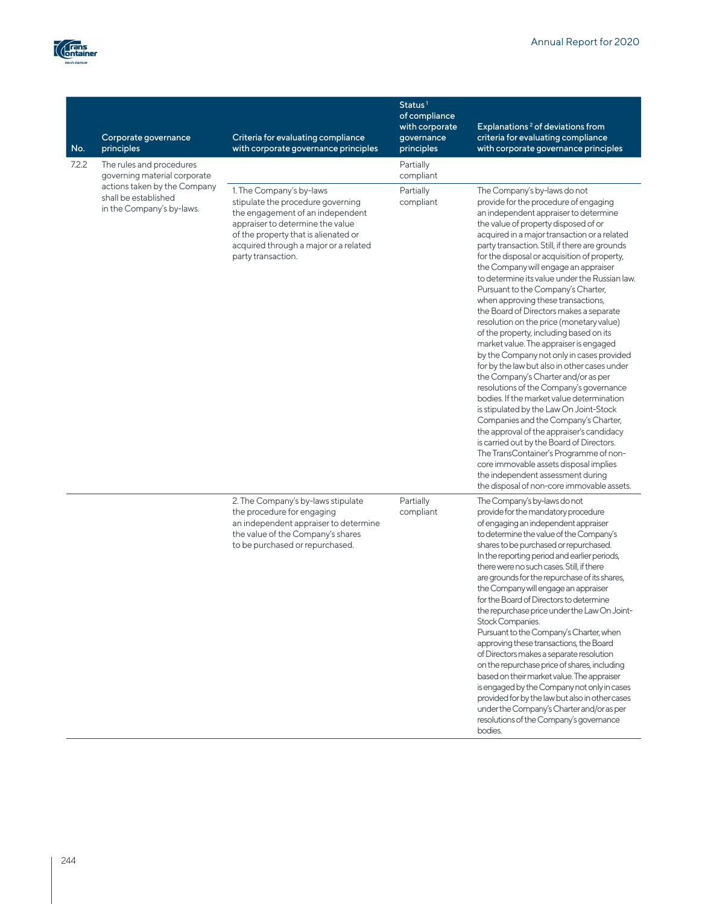| No. | Corporate governance principles | Criteria for evaluating compliance with corporate governance principles | Status[1] of compliance with corporate governance principles | Explanations[2] of deviations from criteria for evaluating compliance with corporate governance principles |
|---|---|---|---|---|
| 7.2.2 | The rules and procedures governing material corporate actions taken by the Company shall be established in the Company's by-laws. | | Partially compliant | |
| | | 1. The Company's by-laws stipulate the procedure governing the engagement of an independent appraiser to determine the value of the property that is alienated or acquired through a major or a related party transaction. | Partially compliant | The Company's by-laws do not provide for the procedure of engaging an independent appraiser to determine the value of property disposed of or acquired in a major transaction or a related party transaction. Still, if there are grounds for the disposal or acquisition of property, the Company will engage an appraiser to determine its value under the Russian law. Pursuant to the Company's Charter, when approving these transactions, the Board of Directors makes a separate resolution on the price (monetary value) of the property, including based on its market value. The appraiser is engaged by the Company not only in cases provided for by the law but also in other cases under the Company's Charter and/or as per resolutions of the Company's governance bodies. If the market value determination is stipulated by the Law On Joint-Stock Companies and the Company's Charter, the approval of the appraiser's candidacy is carried out by the Board of Directors. The TransContainer's Programme of non-core immovable assets disposal implies the independent assessment during the disposal of non-core immovable assets. |
| | | 2. The Company's by-laws stipulate the procedure for engaging an independent appraiser to determine the value of the Company's shares to be purchased or repurchased. | Partially compliant | The Company's by-laws do not provide for the mandatory procedure of engaging an independent appraiser to determine the value of the Company's shares to be purchased or repurchased. In the reporting period and earlier periods, there were no such cases. Still, if there are grounds for the repurchase of its shares, the Company will engage an appraiser for the Board of Directors to determine the repurchase price under the Law On Joint-Stock Companies. Pursuant to the Company's Charter, when approving these transactions, the Board of Directors makes a separate resolution on the repurchase price of shares, including based on their market value. The appraiser is engaged by the Company not only in cases provided for by the law but also in other cases under the Company's Charter and/or as per resolutions of the Company's governance bodies. |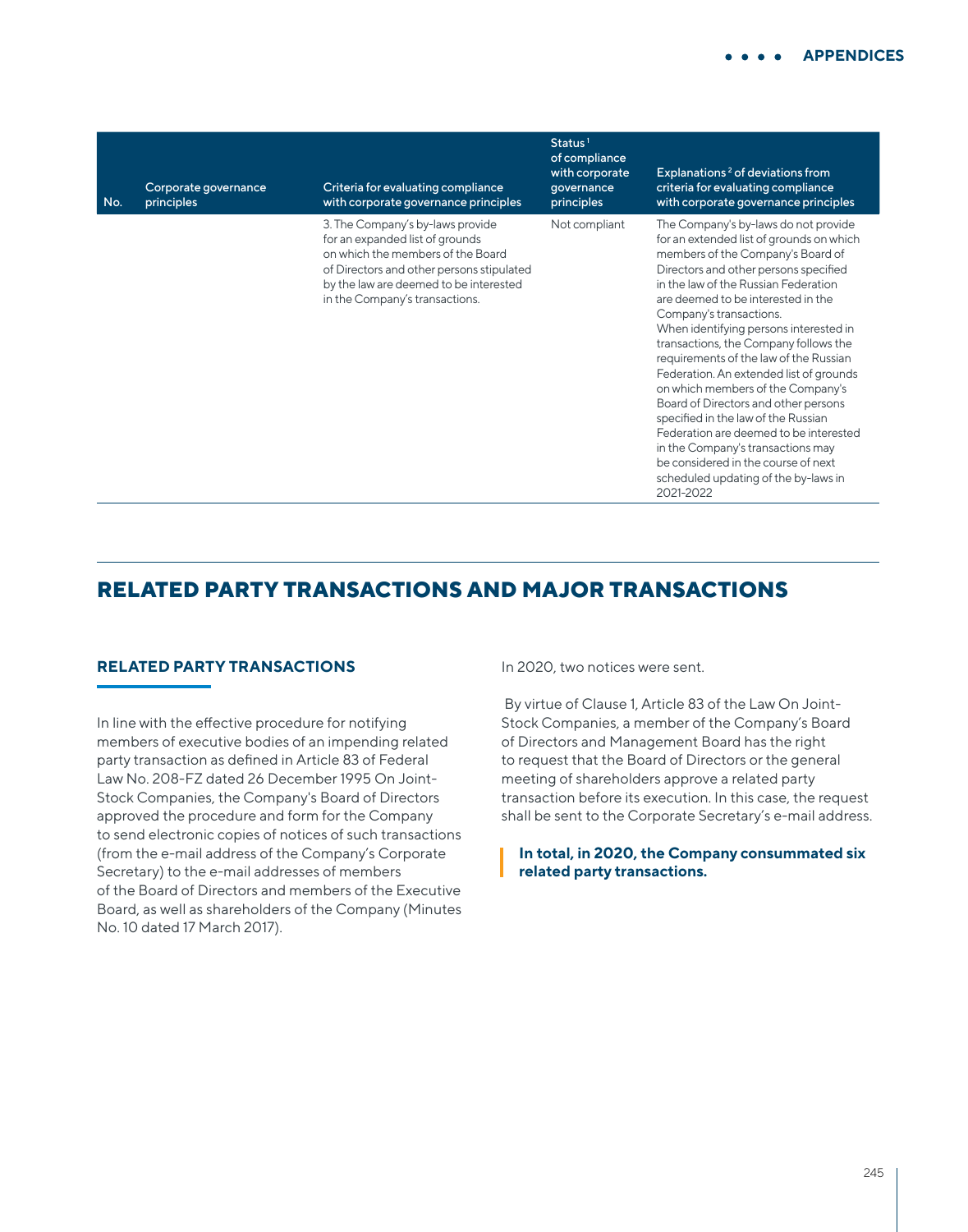| No. | Corporate governance principles | Criteria for evaluating compliance with corporate governance principles | Status[1] of compliance with corporate governance principles | Explanations[2] of deviations from criteria for evaluating compliance with corporate governance principles |
|---|---|---|---|---|
| | | 3. The Company's by-laws provide for an expanded list of grounds on which the members of the Board of Directors and other persons stipulated by the law are deemed to be interested in the Company's transactions. | Not compliant | The Company's by-laws do not provide for an extended list of grounds on which members of the Company's Board of Directors and other persons specified in the law of the Russian Federation are deemed to be interested in the Company's transactions. When identifying persons interested in transactions, the Company follows the requirements of the law of the Russian Federation. An extended list of grounds on which members of the Company's Board of Directors and other persons specified in the law of the Russian Federation are deemed to be interested in the Company's transactions may be considered in the course of next scheduled updating of the by-laws in 2021–2022 |

# RELATED PARTY TRANSACTIONS AND MAJOR TRANSACTIONS

## RELATED PARTY TRANSACTIONS

In line with the effective procedure for notifying members of executive bodies of an impending related party transaction as defined in Article 83 of Federal Law No. 208-FZ dated 26 December 1995 On Joint-Stock Companies, the Company's Board of Directors approved the procedure and form for the Company to send electronic copies of notices of such transactions (from the e-mail address of the Company's Corporate Secretary) to the e-mail addresses of members of the Board of Directors and members of the Executive Board, as well as shareholders of the Company (Minutes No. 10 dated 17 March 2017).

In 2020, two notices were sent.

By virtue of Clause 1, Article 83 of the Law On Joint-Stock Companies, a member of the Company's Board of Directors and Management Board has the right to request that the Board of Directors or the general meeting of shareholders approve a related party transaction before its execution. In this case, the request shall be sent to the Corporate Secretary's e-mail address.

**In total, in 2020, the Company consummated six related party transactions.**